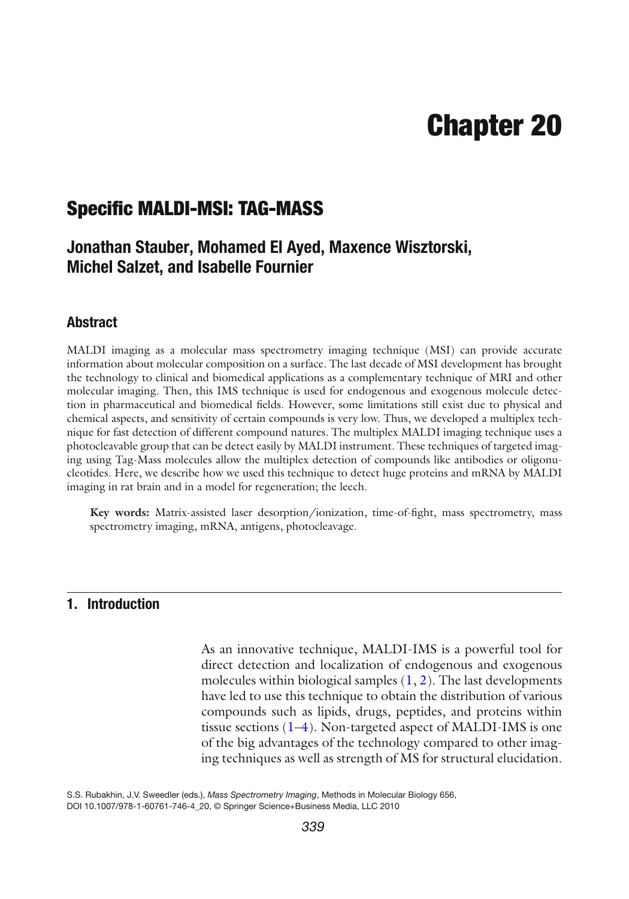# Chapter 20

## Specific MALDI-MSI: TAG-MASS

### Jonathan Stauber, Mohamed El Ayed, Maxence Wisztorski, Michel Salzet, and Isabelle Fournier

### Abstract

MALDI imaging as a molecular mass spectrometry imaging technique (MSI) can provide accurate information about molecular composition on a surface. The last decade of MSI development has brought the technology to clinical and biomedical applications as a complementary technique of MRI and other molecular imaging. Then, this IMS technique is used for endogenous and exogenous molecule detection in pharmaceutical and biomedical fields. However, some limitations still exist due to physical and chemical aspects, and sensitivity of certain compounds is very low. Thus, we developed a multiplex technique for fast detection of different compound natures. The multiplex MALDI imaging technique uses a photocleavable group that can be detect easily by MALDI instrument. These techniques of targeted imaging using Tag-Mass molecules allow the multiplex detection of compounds like antibodies or oligonucleotides. Here, we describe how we used this technique to detect huge proteins and mRNA by MALDI imaging in rat brain and in a model for regeneration; the leech.

**Key words:** Matrix-assisted laser desorption/ionization, time-of-fight, mass spectrometry, mass spectrometry imaging, mRNA, antigens, photocleavage.

## 1. Introduction

As an innovative technique, MALDI-IMS is a powerful tool for direct detection and localization of endogenous and exogenous molecules within biological samples (1, 2). The last developments have led to use this technique to obtain the distribution of various compounds such as lipids, drugs, peptides, and proteins within tissue sections (1–4). Non-targeted aspect of MALDI-IMS is one of the big advantages of the technology compared to other imaging techniques as well as strength of MS for structural elucidation.

S.S. Rubakhin, J.V. Sweedler (eds.), *Mass Spectrometry Imaging*, Methods in Molecular Biology 656, DOI 10.1007/978-1-60761-746-4_20, © Springer Science+Business Media, LLC 2010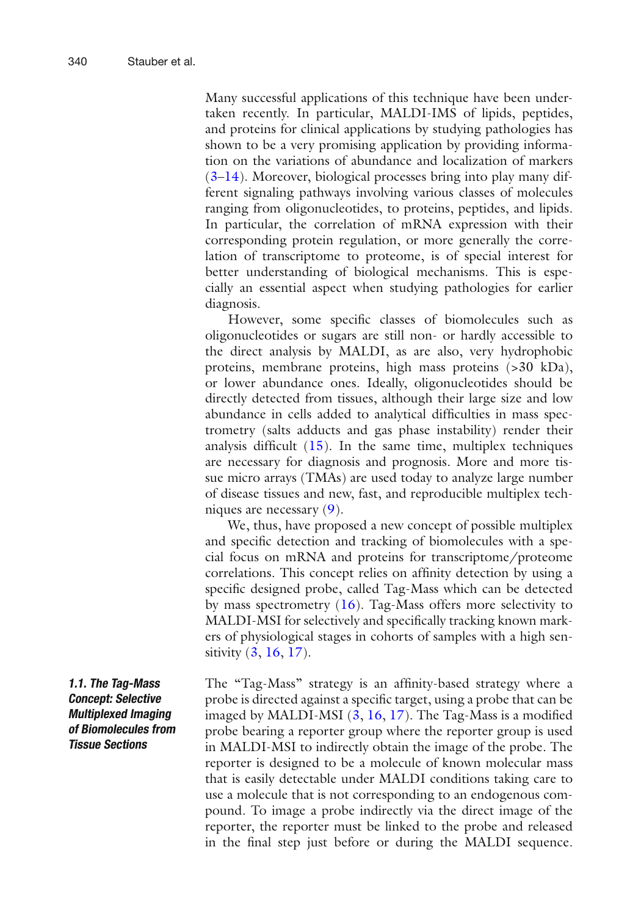Many successful applications of this technique have been undertaken recently. In particular, MALDI-IMS of lipids, peptides, and proteins for clinical applications by studying pathologies has shown to be a very promising application by providing information on the variations of abundance and localization of markers (3–14). Moreover, biological processes bring into play many different signaling pathways involving various classes of molecules ranging from oligonucleotides, to proteins, peptides, and lipids. In particular, the correlation of mRNA expression with their corresponding protein regulation, or more generally the correlation of transcriptome to proteome, is of special interest for better understanding of biological mechanisms. This is especially an essential aspect when studying pathologies for earlier diagnosis.

However, some specific classes of biomolecules such as oligonucleotides or sugars are still non- or hardly accessible to the direct analysis by MALDI, as are also, very hydrophobic proteins, membrane proteins, high mass proteins (>30 kDa), or lower abundance ones. Ideally, oligonucleotides should be directly detected from tissues, although their large size and low abundance in cells added to analytical difficulties in mass spectrometry (salts adducts and gas phase instability) render their analysis difficult (15). In the same time, multiplex techniques are necessary for diagnosis and prognosis. More and more tissue micro arrays (TMAs) are used today to analyze large number of disease tissues and new, fast, and reproducible multiplex techniques are necessary (9).

We, thus, have proposed a new concept of possible multiplex and specific detection and tracking of biomolecules with a special focus on mRNA and proteins for transcriptome/proteome correlations. This concept relies on affinity detection by using a specific designed probe, called Tag-Mass which can be detected by mass spectrometry (16). Tag-Mass offers more selectivity to MALDI-MSI for selectively and specifically tracking known markers of physiological stages in cohorts of samples with a high sensitivity (3, 16, 17).

### 1.1. The Tag-Mass Concept: Selective Multiplexed Imaging of Biomolecules from Tissue Sections

The "Tag-Mass" strategy is an affinity-based strategy where a probe is directed against a specific target, using a probe that can be imaged by MALDI-MSI (3, 16, 17). The Tag-Mass is a modified probe bearing a reporter group where the reporter group is used in MALDI-MSI to indirectly obtain the image of the probe. The reporter is designed to be a molecule of known molecular mass that is easily detectable under MALDI conditions taking care to use a molecule that is not corresponding to an endogenous compound. To image a probe indirectly via the direct image of the reporter, the reporter must be linked to the probe and released in the final step just before or during the MALDI sequence.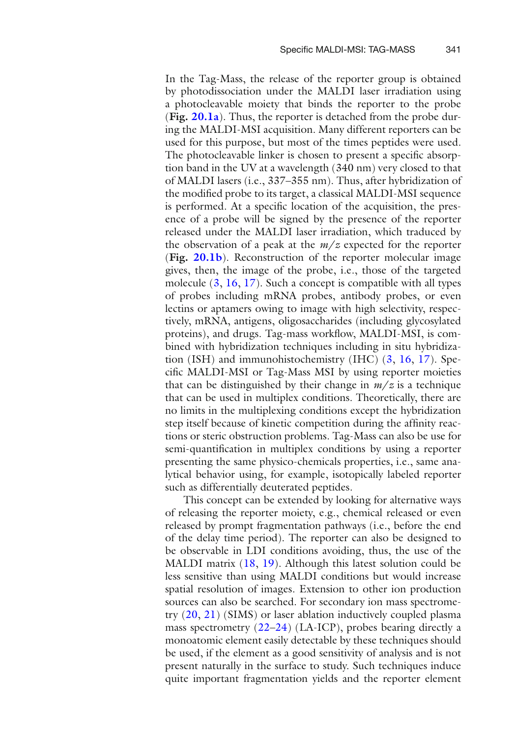In the Tag-Mass, the release of the reporter group is obtained by photodissociation under the MALDI laser irradiation using a photocleavable moiety that binds the reporter to the probe (**Fig. 20.1a**). Thus, the reporter is detached from the probe during the MALDI-MSI acquisition. Many different reporters can be used for this purpose, but most of the times peptides were used. The photocleavable linker is chosen to present a specific absorption band in the UV at a wavelength (340 nm) very closed to that of MALDI lasers (i.e., 337–355 nm). Thus, after hybridization of the modified probe to its target, a classical MALDI-MSI sequence is performed. At a specific location of the acquisition, the presence of a probe will be signed by the presence of the reporter released under the MALDI laser irradiation, which traduced by the observation of a peak at the $m/z$ expected for the reporter (**Fig. 20.1b**). Reconstruction of the reporter molecular image gives, then, the image of the probe, i.e., those of the targeted molecule (3, 16, 17). Such a concept is compatible with all types of probes including mRNA probes, antibody probes, or even lectins or aptamers owing to image with high selectivity, respectively, mRNA, antigens, oligosaccharides (including glycosylated proteins), and drugs. Tag-mass workflow, MALDI-MSI, is combined with hybridization techniques including in situ hybridization (ISH) and immunohistochemistry (IHC) (3, 16, 17). Specific MALDI-MSI or Tag-Mass MSI by using reporter moieties that can be distinguished by their change in $m/z$ is a technique that can be used in multiplex conditions. Theoretically, there are no limits in the multiplexing conditions except the hybridization step itself because of kinetic competition during the affinity reactions or steric obstruction problems. Tag-Mass can also be use for semi-quantification in multiplex conditions by using a reporter presenting the same physico-chemicals properties, i.e., same analytical behavior using, for example, isotopically labeled reporter such as differentially deuterated peptides.

This concept can be extended by looking for alternative ways of releasing the reporter moiety, e.g., chemical released or even released by prompt fragmentation pathways (i.e., before the end of the delay time period). The reporter can also be designed to be observable in LDI conditions avoiding, thus, the use of the MALDI matrix (18, 19). Although this latest solution could be less sensitive than using MALDI conditions but would increase spatial resolution of images. Extension to other ion production sources can also be searched. For secondary ion mass spectrometry (20, 21) (SIMS) or laser ablation inductively coupled plasma mass spectrometry (22–24) (LA-ICP), probes bearing directly a monoatomic element easily detectable by these techniques should be used, if the element as a good sensitivity of analysis and is not present naturally in the surface to study. Such techniques induce quite important fragmentation yields and the reporter element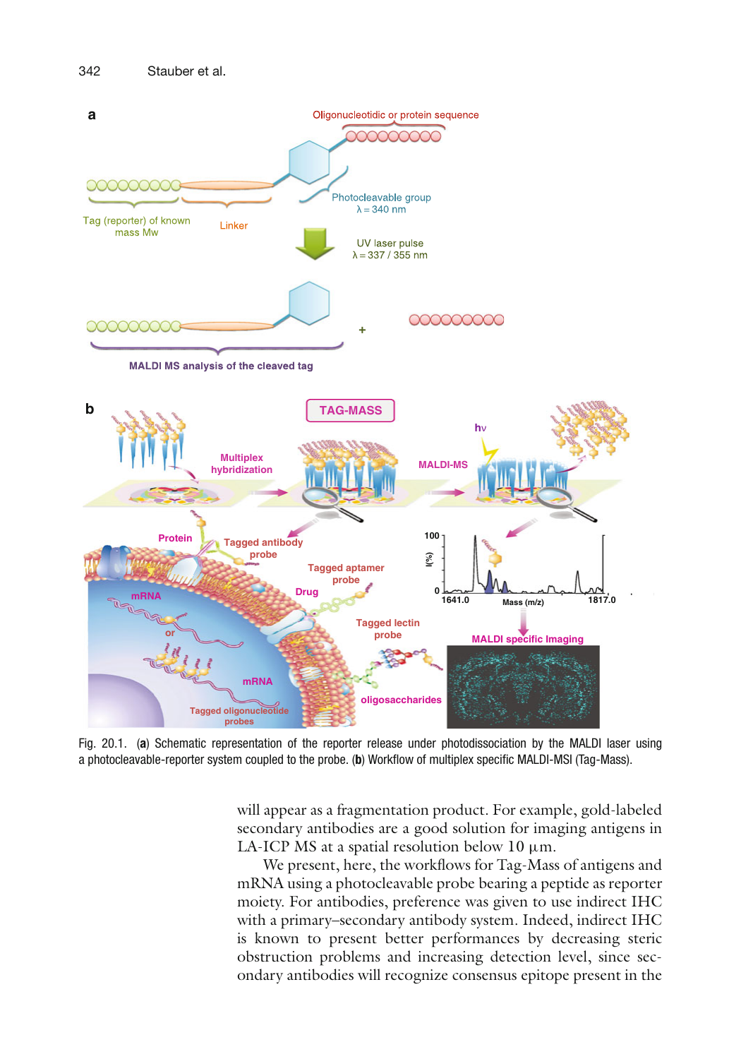Fig. 20.1. (**a**) Schematic representation of the reporter release under photodissociation by the MALDI laser using a photocleavable-reporter system coupled to the probe. (**b**) Workflow of multiplex specific MALDI-MSI (Tag-Mass).

will appear as a fragmentation product. For example, gold-labeled secondary antibodies are a good solution for imaging antigens in LA-ICP MS at a spatial resolution below 10 μm.

We present, here, the workflows for Tag-Mass of antigens and mRNA using a photocleavable probe bearing a peptide as reporter moiety. For antibodies, preference was given to use indirect IHC with a primary–secondary antibody system. Indeed, indirect IHC is known to present better performances by decreasing steric obstruction problems and increasing detection level, since secondary antibodies will recognize consensus epitope present in the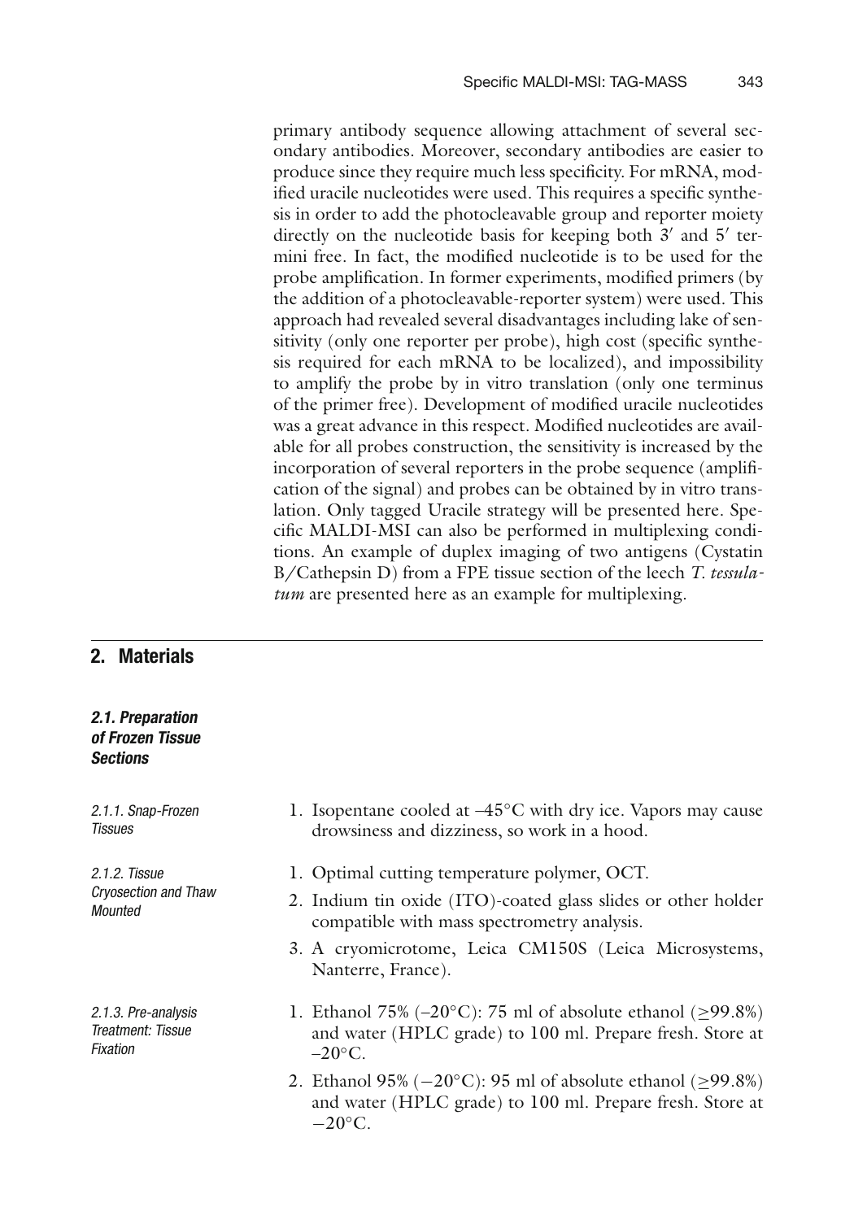primary antibody sequence allowing attachment of several secondary antibodies. Moreover, secondary antibodies are easier to produce since they require much less specificity. For mRNA, modified uracile nucleotides were used. This requires a specific synthesis in order to add the photocleavable group and reporter moiety directly on the nucleotide basis for keeping both 3′ and 5′ termini free. In fact, the modified nucleotide is to be used for the probe amplification. In former experiments, modified primers (by the addition of a photocleavable-reporter system) were used. This approach had revealed several disadvantages including lake of sensitivity (only one reporter per probe), high cost (specific synthesis required for each mRNA to be localized), and impossibility to amplify the probe by in vitro translation (only one terminus of the primer free). Development of modified uracile nucleotides was a great advance in this respect. Modified nucleotides are available for all probes construction, the sensitivity is increased by the incorporation of several reporters in the probe sequence (amplification of the signal) and probes can be obtained by in vitro translation. Only tagged Uracile strategy will be presented here. Specific MALDI-MSI can also be performed in multiplexing conditions. An example of duplex imaging of two antigens (Cystatin B/Cathepsin D) from a FPE tissue section of the leech *T. tessulatum* are presented here as an example for multiplexing.

## 2. Materials

### 2.1. Preparation of Frozen Tissue Sections

#### 2.1.1. Snap-Frozen Tissues

1. Isopentane cooled at –45°C with dry ice. Vapors may cause drowsiness and dizziness, so work in a hood.

#### 2.1.2. Tissue Cryosection and Thaw Mounted

1. Optimal cutting temperature polymer, OCT.
2. Indium tin oxide (ITO)-coated glass slides or other holder compatible with mass spectrometry analysis.
3. A cryomicrotome, Leica CM150S (Leica Microsystems, Nanterre, France).

#### 2.1.3. Pre-analysis Treatment: Tissue Fixation

1. Ethanol 75% (–20°C): 75 ml of absolute ethanol (≥99.8%) and water (HPLC grade) to 100 ml. Prepare fresh. Store at –20°C.
2. Ethanol 95% (−20°C): 95 ml of absolute ethanol (≥99.8%) and water (HPLC grade) to 100 ml. Prepare fresh. Store at −20°C.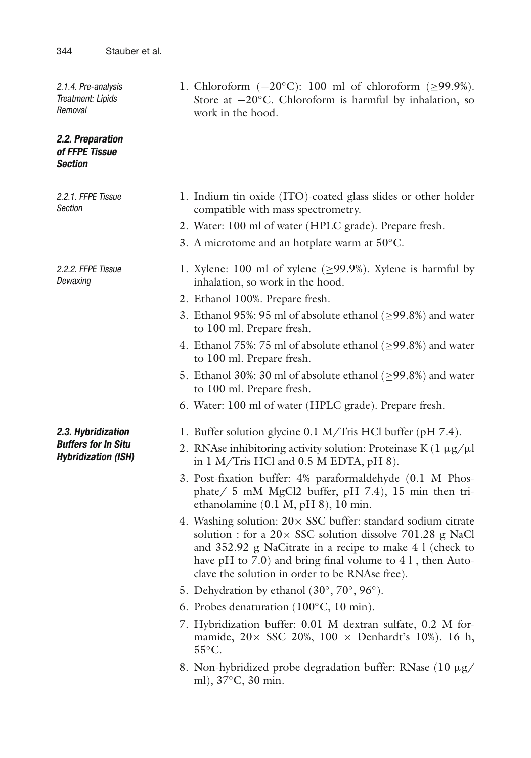#### 2.1.4. Pre-analysis Treatment: Lipids Removal

1. Chloroform (−20°C): 100 ml of chloroform (≥99.9%). Store at −20°C. Chloroform is harmful by inhalation, so work in the hood.

### 2.2. Preparation of FFPE Tissue Section

#### 2.2.1. FFPE Tissue Section

1. Indium tin oxide (ITO)-coated glass slides or other holder compatible with mass spectrometry.
2. Water: 100 ml of water (HPLC grade). Prepare fresh.
3. A microtome and an hotplate warm at 50°C.

#### 2.2.2. FFPE Tissue Dewaxing

1. Xylene: 100 ml of xylene (≥99.9%). Xylene is harmful by inhalation, so work in the hood.
2. Ethanol 100%. Prepare fresh.
3. Ethanol 95%: 95 ml of absolute ethanol (≥99.8%) and water to 100 ml. Prepare fresh.
4. Ethanol 75%: 75 ml of absolute ethanol (≥99.8%) and water to 100 ml. Prepare fresh.
5. Ethanol 30%: 30 ml of absolute ethanol (≥99.8%) and water to 100 ml. Prepare fresh.
6. Water: 100 ml of water (HPLC grade). Prepare fresh.

### 2.3. Hybridization Buffers for In Situ Hybridization (ISH)

1. Buffer solution glycine 0.1 M/Tris HCl buffer (pH 7.4).
2. RNAse inhibitoring activity solution: Proteinase K (1 μg/μl in 1 M/Tris HCl and 0.5 M EDTA, pH 8).
3. Post-fixation buffer: 4% paraformaldehyde (0.1 M Phosphate/ 5 mM MgCl2 buffer, pH 7.4), 15 min then triethanolamine (0.1 M, pH 8), 10 min.
4. Washing solution: 20× SSC buffer: standard sodium citrate solution : for a 20× SSC solution dissolve 701.28 g NaCl and 352.92 g NaCitrate in a recipe to make 4 l (check to have pH to 7.0) and bring final volume to 4 l , then Autoclave the solution in order to be RNAse free).
5. Dehydration by ethanol (30°, 70°, 96°).
6. Probes denaturation (100°C, 10 min).
7. Hybridization buffer: 0.01 M dextran sulfate, 0.2 M formamide, 20× SSC 20%, 100 × Denhardt's 10%). 16 h, 55°C.
8. Non-hybridized probe degradation buffer: RNase (10 μg/ ml), 37°C, 30 min.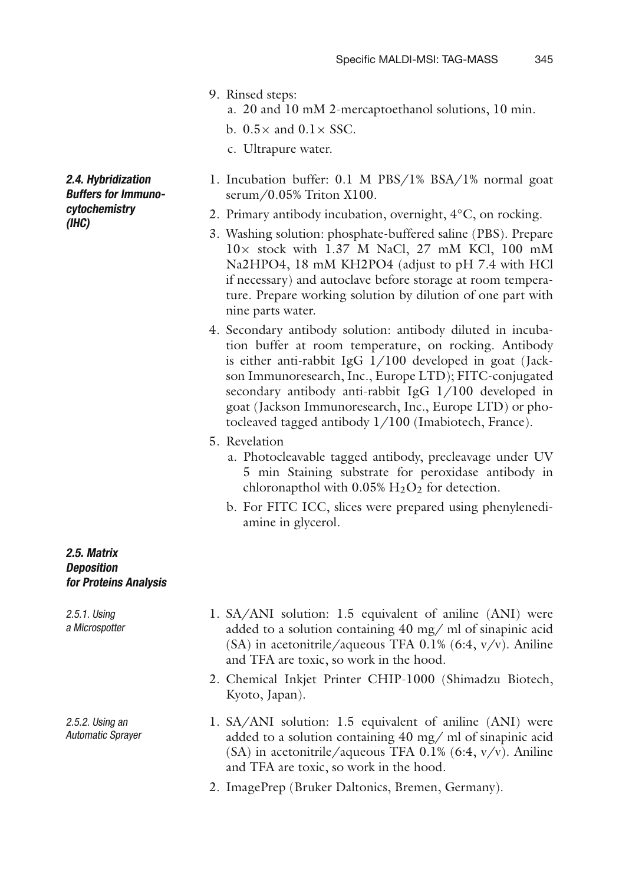9. Rinsed steps:
   a. 20 and 10 mM 2-mercaptoethanol solutions, 10 min.
   b. 0.5× and 0.1× SSC.
   c. Ultrapure water.

### 2.4. Hybridization Buffers for Immunocytochemistry (IHC)

1. Incubation buffer: 0.1 M PBS/1% BSA/1% normal goat serum/0.05% Triton X100.
2. Primary antibody incubation, overnight, 4°C, on rocking.
3. Washing solution: phosphate-buffered saline (PBS). Prepare 10× stock with 1.37 M NaCl, 27 mM KCl, 100 mM Na2HPO4, 18 mM KH2PO4 (adjust to pH 7.4 with HCl if necessary) and autoclave before storage at room temperature. Prepare working solution by dilution of one part with nine parts water.
4. Secondary antibody solution: antibody diluted in incubation buffer at room temperature, on rocking. Antibody is either anti-rabbit IgG 1/100 developed in goat (Jackson Immunoresearch, Inc., Europe LTD); FITC-conjugated secondary antibody anti-rabbit IgG 1/100 developed in goat (Jackson Immunoresearch, Inc., Europe LTD) or photocleaved tagged antibody 1/100 (Imabiotech, France).
5. Revelation
   a. Photocleavable tagged antibody, precleavage under UV 5 min Staining substrate for peroxidase antibody in chloronapthol with 0.05% $H_2O_2$ for detection.
   b. For FITC ICC, slices were prepared using phenylenediamine in glycerol.

### 2.5. Matrix Deposition for Proteins Analysis

#### 2.5.1. Using a Microspotter

1. SA/ANI solution: 1.5 equivalent of aniline (ANI) were added to a solution containing 40 mg/ ml of sinapinic acid (SA) in acetonitrile/aqueous TFA 0.1% (6:4, v/v). Aniline and TFA are toxic, so work in the hood.
2. Chemical Inkjet Printer CHIP-1000 (Shimadzu Biotech, Kyoto, Japan).

#### 2.5.2. Using an Automatic Sprayer

1. SA/ANI solution: 1.5 equivalent of aniline (ANI) were added to a solution containing 40 mg/ ml of sinapinic acid (SA) in acetonitrile/aqueous TFA 0.1% (6:4, v/v). Aniline and TFA are toxic, so work in the hood.
2. ImagePrep (Bruker Daltonics, Bremen, Germany).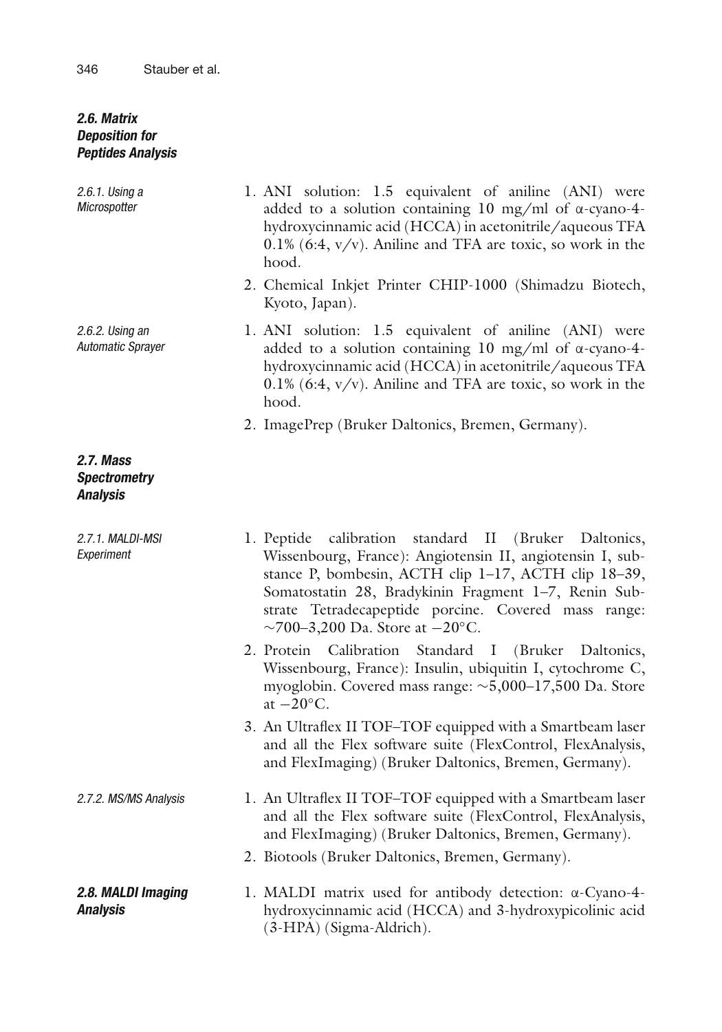### 2.6. Matrix Deposition for Peptides Analysis

#### 2.6.1. Using a Microspotter

1. ANI solution: 1.5 equivalent of aniline (ANI) were added to a solution containing 10 mg/ml of α-cyano-4-hydroxycinnamic acid (HCCA) in acetonitrile/aqueous TFA 0.1% (6:4, v/v). Aniline and TFA are toxic, so work in the hood.
2. Chemical Inkjet Printer CHIP-1000 (Shimadzu Biotech, Kyoto, Japan).

#### 2.6.2. Using an Automatic Sprayer

1. ANI solution: 1.5 equivalent of aniline (ANI) were added to a solution containing 10 mg/ml of α-cyano-4-hydroxycinnamic acid (HCCA) in acetonitrile/aqueous TFA 0.1% (6:4, v/v). Aniline and TFA are toxic, so work in the hood.
2. ImagePrep (Bruker Daltonics, Bremen, Germany).

### 2.7. Mass Spectrometry Analysis

#### 2.7.1. MALDI-MSI Experiment

1. Peptide calibration standard II (Bruker Daltonics, Wissenbourg, France): Angiotensin II, angiotensin I, substance P, bombesin, ACTH clip 1–17, ACTH clip 18–39, Somatostatin 28, Bradykinin Fragment 1–7, Renin Substrate Tetradecapeptide porcine. Covered mass range: ~700–3,200 Da. Store at −20°C.
2. Protein Calibration Standard I (Bruker Daltonics, Wissenbourg, France): Insulin, ubiquitin I, cytochrome C, myoglobin. Covered mass range: ~5,000–17,500 Da. Store at −20°C.
3. An Ultraflex II TOF–TOF equipped with a Smartbeam laser and all the Flex software suite (FlexControl, FlexAnalysis, and FlexImaging) (Bruker Daltonics, Bremen, Germany).

#### 2.7.2. MS/MS Analysis

1. An Ultraflex II TOF–TOF equipped with a Smartbeam laser and all the Flex software suite (FlexControl, FlexAnalysis, and FlexImaging) (Bruker Daltonics, Bremen, Germany).
2. Biotools (Bruker Daltonics, Bremen, Germany).

### 2.8. MALDI Imaging Analysis

1. MALDI matrix used for antibody detection: α-Cyano-4-hydroxycinnamic acid (HCCA) and 3-hydroxypicolinic acid (3-HPA) (Sigma-Aldrich).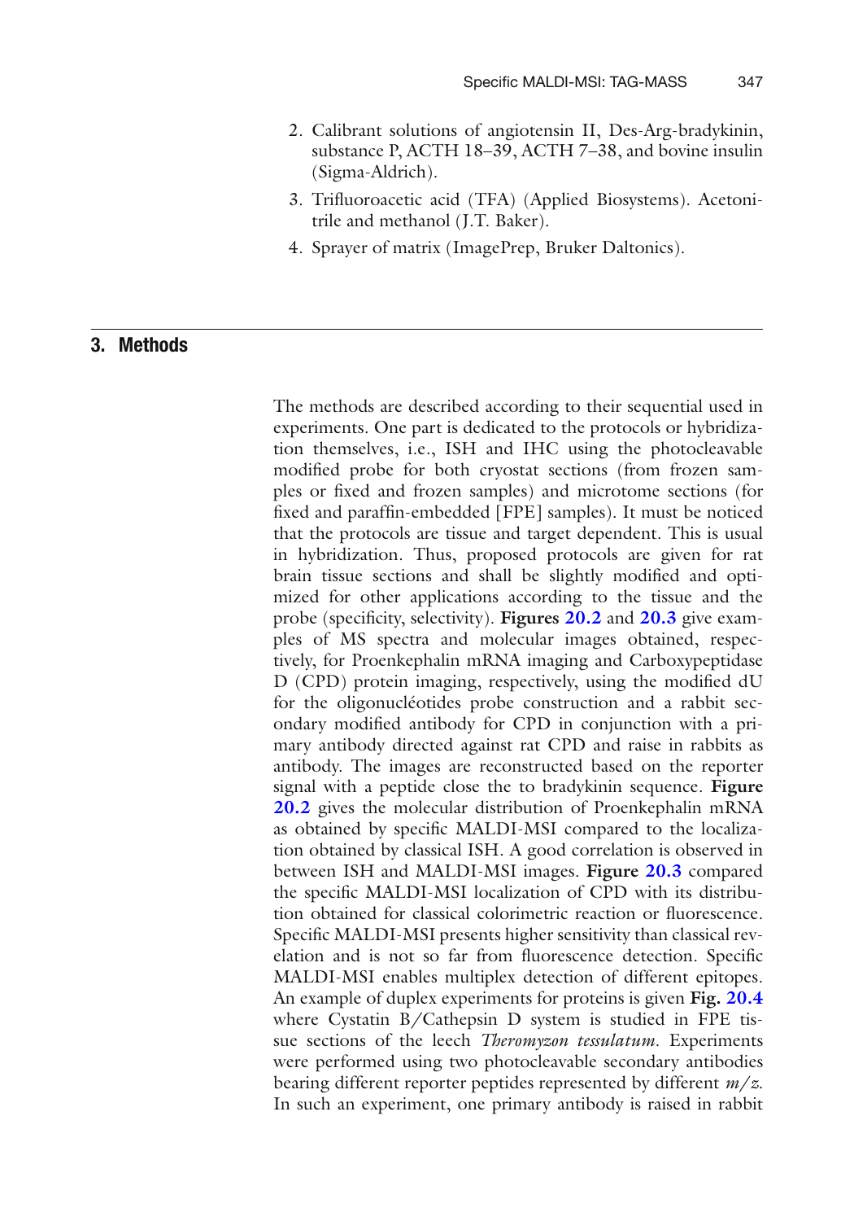2. Calibrant solutions of angiotensin II, Des-Arg-bradykinin, substance P, ACTH 18–39, ACTH 7–38, and bovine insulin (Sigma-Aldrich).
3. Trifluoroacetic acid (TFA) (Applied Biosystems). Acetonitrile and methanol (J.T. Baker).
4. Sprayer of matrix (ImagePrep, Bruker Daltonics).

## 3. Methods

The methods are described according to their sequential used in experiments. One part is dedicated to the protocols or hybridization themselves, i.e., ISH and IHC using the photocleavable modified probe for both cryostat sections (from frozen samples or fixed and frozen samples) and microtome sections (for fixed and paraffin-embedded [FPE] samples). It must be noticed that the protocols are tissue and target dependent. This is usual in hybridization. Thus, proposed protocols are given for rat brain tissue sections and shall be slightly modified and optimized for other applications according to the tissue and the probe (specificity, selectivity). **Figures 20.2** and **20.3** give examples of MS spectra and molecular images obtained, respectively, for Proenkephalin mRNA imaging and Carboxypeptidase D (CPD) protein imaging, respectively, using the modified dU for the oligonucléotides probe construction and a rabbit secondary modified antibody for CPD in conjunction with a primary antibody directed against rat CPD and raise in rabbits as antibody. The images are reconstructed based on the reporter signal with a peptide close the to bradykinin sequence. **Figure 20.2** gives the molecular distribution of Proenkephalin mRNA as obtained by specific MALDI-MSI compared to the localization obtained by classical ISH. A good correlation is observed in between ISH and MALDI-MSI images. **Figure 20.3** compared the specific MALDI-MSI localization of CPD with its distribution obtained for classical colorimetric reaction or fluorescence. Specific MALDI-MSI presents higher sensitivity than classical revelation and is not so far from fluorescence detection. Specific MALDI-MSI enables multiplex detection of different epitopes. An example of duplex experiments for proteins is given **Fig. 20.4** where Cystatin B/Cathepsin D system is studied in FPE tissue sections of the leech *Theromyzon tessulatum*. Experiments were performed using two photocleavable secondary antibodies bearing different reporter peptides represented by different *m/z*. In such an experiment, one primary antibody is raised in rabbit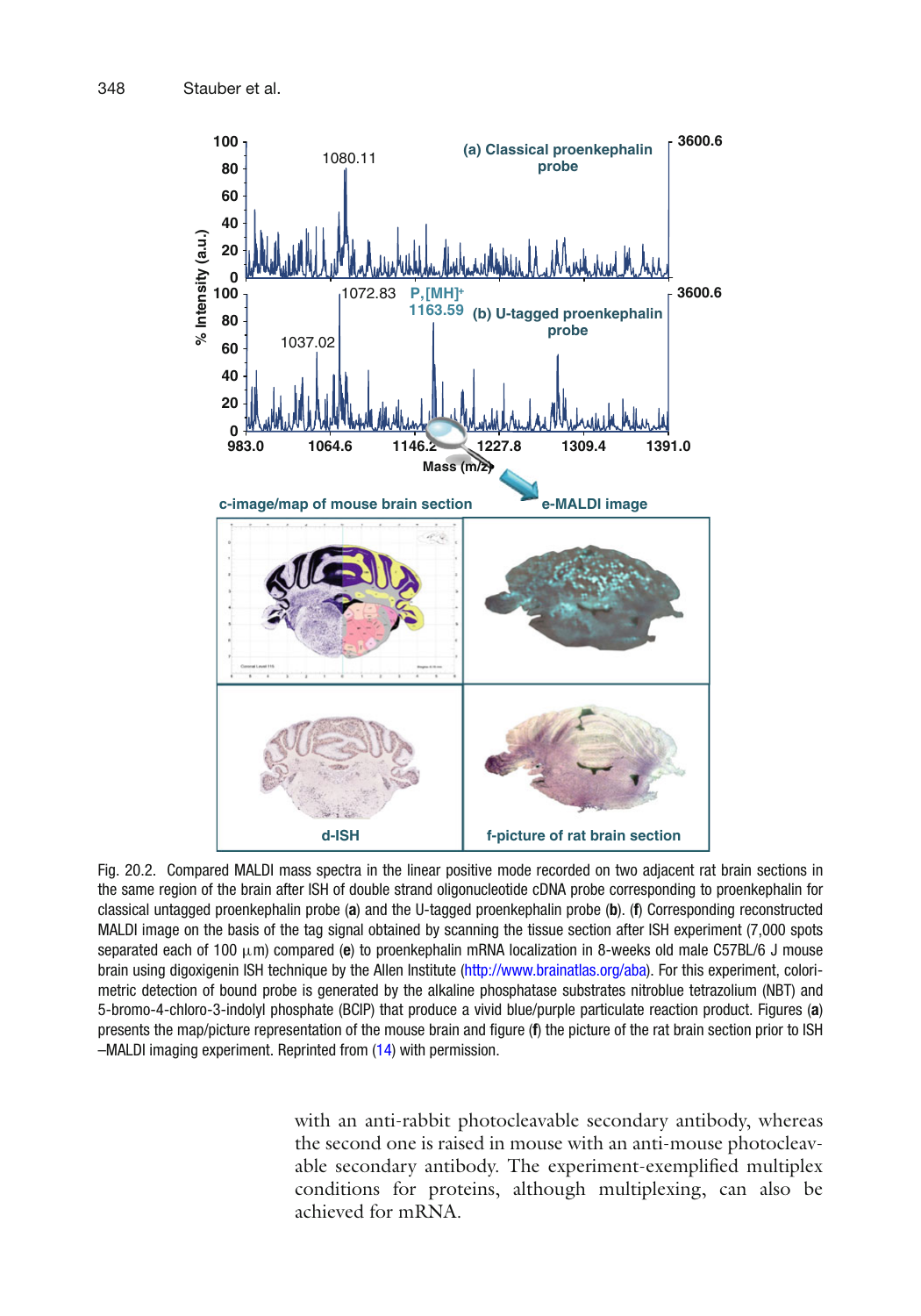Fig. 20.2. Compared MALDI mass spectra in the linear positive mode recorded on two adjacent rat brain sections in the same region of the brain after ISH of double strand oligonucleotide cDNA probe corresponding to proenkephalin for classical untagged proenkephalin probe (**a**) and the U-tagged proenkephalin probe (**b**). (**f**) Corresponding reconstructed MALDI image on the basis of the tag signal obtained by scanning the tissue section after ISH experiment (7,000 spots separated each of 100 μm) compared (**e**) to proenkephalin mRNA localization in 8-weeks old male C57BL/6 J mouse brain using digoxigenin ISH technique by the Allen Institute (http://www.brainatlas.org/aba). For this experiment, colorimetric detection of bound probe is generated by the alkaline phosphatase substrates nitroblue tetrazolium (NBT) and 5-bromo-4-chloro-3-indolyl phosphate (BCIP) that produce a vivid blue/purple particulate reaction product. Figures (**a**) presents the map/picture representation of the mouse brain and figure (**f**) the picture of the rat brain section prior to ISH –MALDI imaging experiment. Reprinted from (14) with permission.

with an anti-rabbit photocleavable secondary antibody, whereas the second one is raised in mouse with an anti-mouse photocleavable secondary antibody. The experiment-exemplified multiplex conditions for proteins, although multiplexing, can also be achieved for mRNA.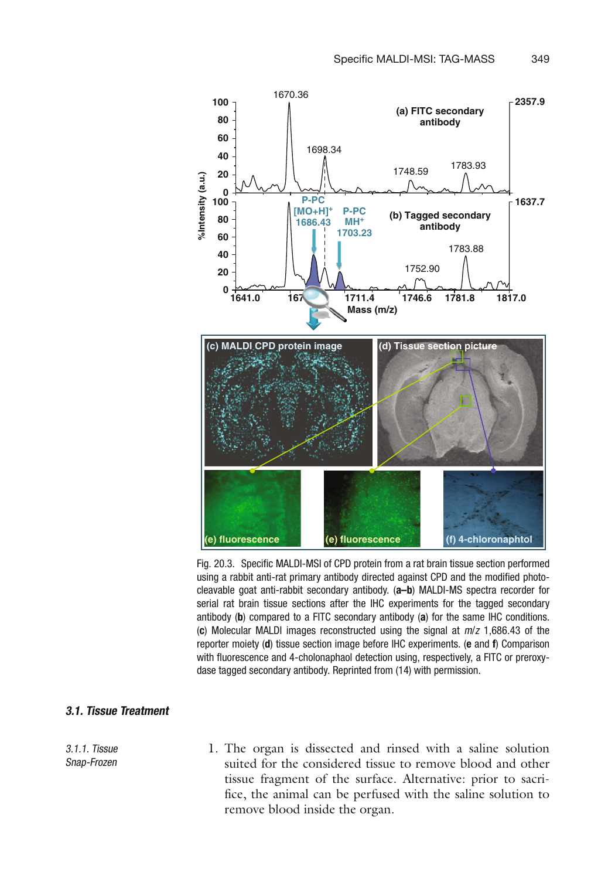Fig. 20.3. Specific MALDI-MSI of CPD protein from a rat brain tissue section performed using a rabbit anti-rat primary antibody directed against CPD and the modified photo-cleavable goat anti-rabbit secondary antibody. (**a–b**) MALDI-MS spectra recorder for serial rat brain tissue sections after the IHC experiments for the tagged secondary antibody (**b**) compared to a FITC secondary antibody (**a**) for the same IHC conditions. (**c**) Molecular MALDI images reconstructed using the signal at *m/z* 1,686.43 of the reporter moiety (**d**) tissue section image before IHC experiments. (**e** and **f**) Comparison with fluorescence and 4-cholonaphaol detection using, respectively, a FITC or preroxydase tagged secondary antibody. Reprinted from (14) with permission.

### 3.1. Tissue Treatment

*3.1.1. Tissue Snap-Frozen*

1. The organ is dissected and rinsed with a saline solution suited for the considered tissue to remove blood and other tissue fragment of the surface. Alternative: prior to sacrifice, the animal can be perfused with the saline solution to remove blood inside the organ.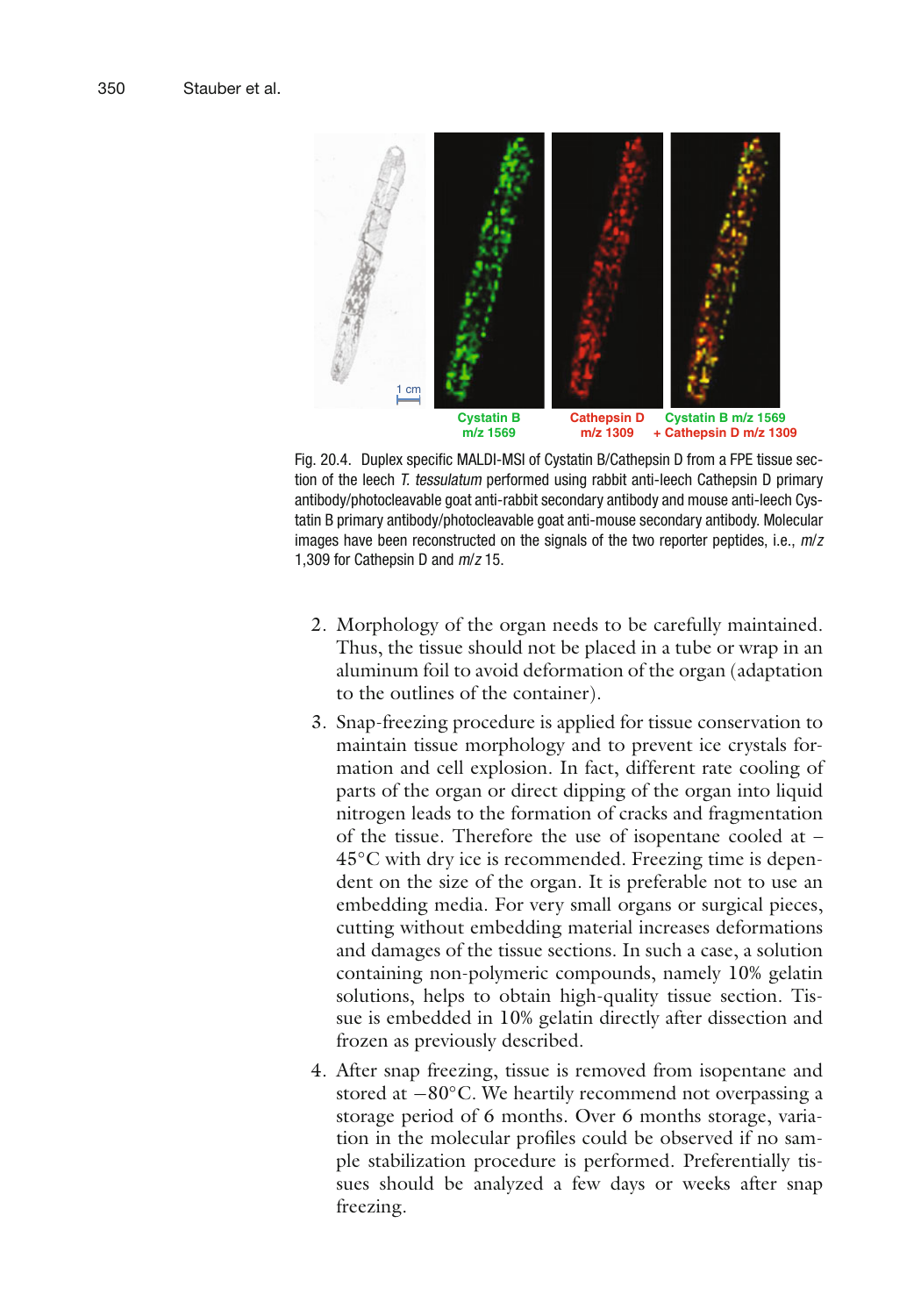Fig. 20.4. Duplex specific MALDI-MSI of Cystatin B/Cathepsin D from a FPE tissue section of the leech *T. tessulatum* performed using rabbit anti-leech Cathepsin D primary antibody/photocleavable goat anti-rabbit secondary antibody and mouse anti-leech Cystatin B primary antibody/photocleavable goat anti-mouse secondary antibody. Molecular images have been reconstructed on the signals of the two reporter peptides, i.e., *m/z* 1,309 for Cathepsin D and *m/z* 15.

2. Morphology of the organ needs to be carefully maintained. Thus, the tissue should not be placed in a tube or wrap in an aluminum foil to avoid deformation of the organ (adaptation to the outlines of the container).

3. Snap-freezing procedure is applied for tissue conservation to maintain tissue morphology and to prevent ice crystals formation and cell explosion. In fact, different rate cooling of parts of the organ or direct dipping of the organ into liquid nitrogen leads to the formation of cracks and fragmentation of the tissue. Therefore the use of isopentane cooled at –45°C with dry ice is recommended. Freezing time is dependent on the size of the organ. It is preferable not to use an embedding media. For very small organs or surgical pieces, cutting without embedding material increases deformations and damages of the tissue sections. In such a case, a solution containing non-polymeric compounds, namely 10% gelatin solutions, helps to obtain high-quality tissue section. Tissue is embedded in 10% gelatin directly after dissection and frozen as previously described.

4. After snap freezing, tissue is removed from isopentane and stored at −80°C. We heartily recommend not overpassing a storage period of 6 months. Over 6 months storage, variation in the molecular profiles could be observed if no sample stabilization procedure is performed. Preferentially tissues should be analyzed a few days or weeks after snap freezing.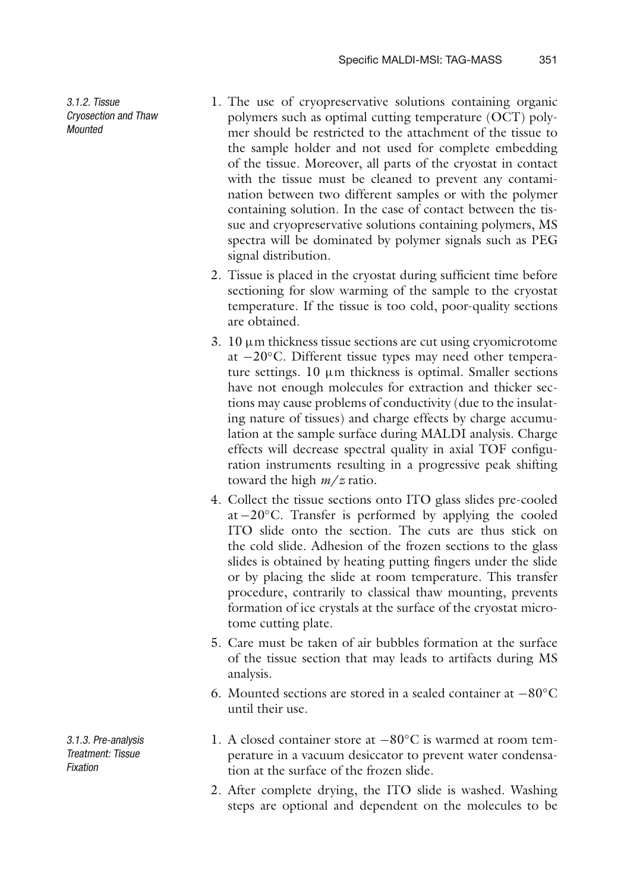#### 3.1.2. Tissue Cryosection and Thaw Mounted

1. The use of cryopreservative solutions containing organic polymers such as optimal cutting temperature (OCT) polymer should be restricted to the attachment of the tissue to the sample holder and not used for complete embedding of the tissue. Moreover, all parts of the cryostat in contact with the tissue must be cleaned to prevent any contamination between two different samples or with the polymer containing solution. In the case of contact between the tissue and cryopreservative solutions containing polymers, MS spectra will be dominated by polymer signals such as PEG signal distribution.
2. Tissue is placed in the cryostat during sufficient time before sectioning for slow warming of the sample to the cryostat temperature. If the tissue is too cold, poor-quality sections are obtained.
3. 10 μm thickness tissue sections are cut using cryomicrotome at −20°C. Different tissue types may need other temperature settings. 10 μm thickness is optimal. Smaller sections have not enough molecules for extraction and thicker sections may cause problems of conductivity (due to the insulating nature of tissues) and charge effects by charge accumulation at the sample surface during MALDI analysis. Charge effects will decrease spectral quality in axial TOF configuration instruments resulting in a progressive peak shifting toward the high *m/z* ratio.
4. Collect the tissue sections onto ITO glass slides pre-cooled at −20°C. Transfer is performed by applying the cooled ITO slide onto the section. The cuts are thus stick on the cold slide. Adhesion of the frozen sections to the glass slides is obtained by heating putting fingers under the slide or by placing the slide at room temperature. This transfer procedure, contrarily to classical thaw mounting, prevents formation of ice crystals at the surface of the cryostat microtome cutting plate.
5. Care must be taken of air bubbles formation at the surface of the tissue section that may leads to artifacts during MS analysis.
6. Mounted sections are stored in a sealed container at −80°C until their use.

#### 3.1.3. Pre-analysis Treatment: Tissue Fixation

1. A closed container store at −80°C is warmed at room temperature in a vacuum desiccator to prevent water condensation at the surface of the frozen slide.
2. After complete drying, the ITO slide is washed. Washing steps are optional and dependent on the molecules to be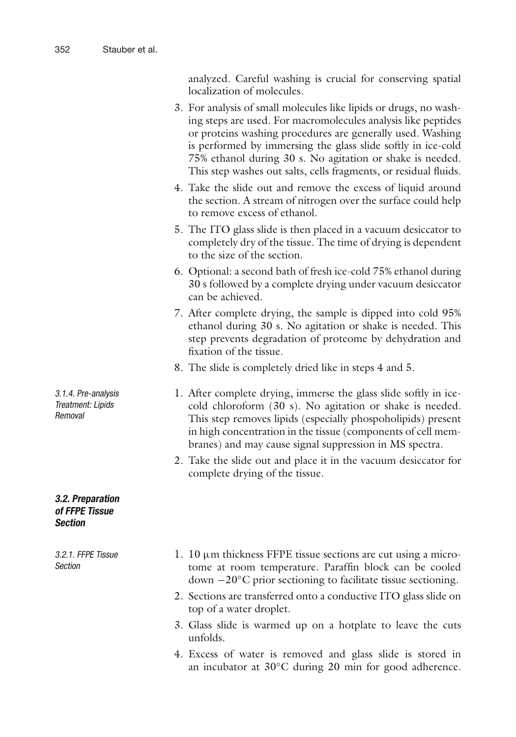analyzed. Careful washing is crucial for conserving spatial localization of molecules.

3. For analysis of small molecules like lipids or drugs, no washing steps are used. For macromolecules analysis like peptides or proteins washing procedures are generally used. Washing is performed by immersing the glass slide softly in ice-cold 75% ethanol during 30 s. No agitation or shake is needed. This step washes out salts, cells fragments, or residual fluids.
4. Take the slide out and remove the excess of liquid around the section. A stream of nitrogen over the surface could help to remove excess of ethanol.
5. The ITO glass slide is then placed in a vacuum desiccator to completely dry of the tissue. The time of drying is dependent to the size of the section.
6. Optional: a second bath of fresh ice-cold 75% ethanol during 30 s followed by a complete drying under vacuum desiccator can be achieved.
7. After complete drying, the sample is dipped into cold 95% ethanol during 30 s. No agitation or shake is needed. This step prevents degradation of proteome by dehydration and fixation of the tissue.
8. The slide is completely dried like in steps 4 and 5.

#### 3.1.4. Pre-analysis Treatment: Lipids Removal

1. After complete drying, immerse the glass slide softly in ice-cold chloroform (30 s). No agitation or shake is needed. This step removes lipids (especially phospholipids) present in high concentration in the tissue (components of cell membranes) and may cause signal suppression in MS spectra.
2. Take the slide out and place it in the vacuum desiccator for complete drying of the tissue.

### 3.2. Preparation of FFPE Tissue Section

#### 3.2.1. FFPE Tissue Section

1. 10 μm thickness FFPE tissue sections are cut using a microtome at room temperature. Paraffin block can be cooled down −20°C prior sectioning to facilitate tissue sectioning.
2. Sections are transferred onto a conductive ITO glass slide on top of a water droplet.
3. Glass slide is warmed up on a hotplate to leave the cuts unfolds.
4. Excess of water is removed and glass slide is stored in an incubator at 30°C during 20 min for good adherence.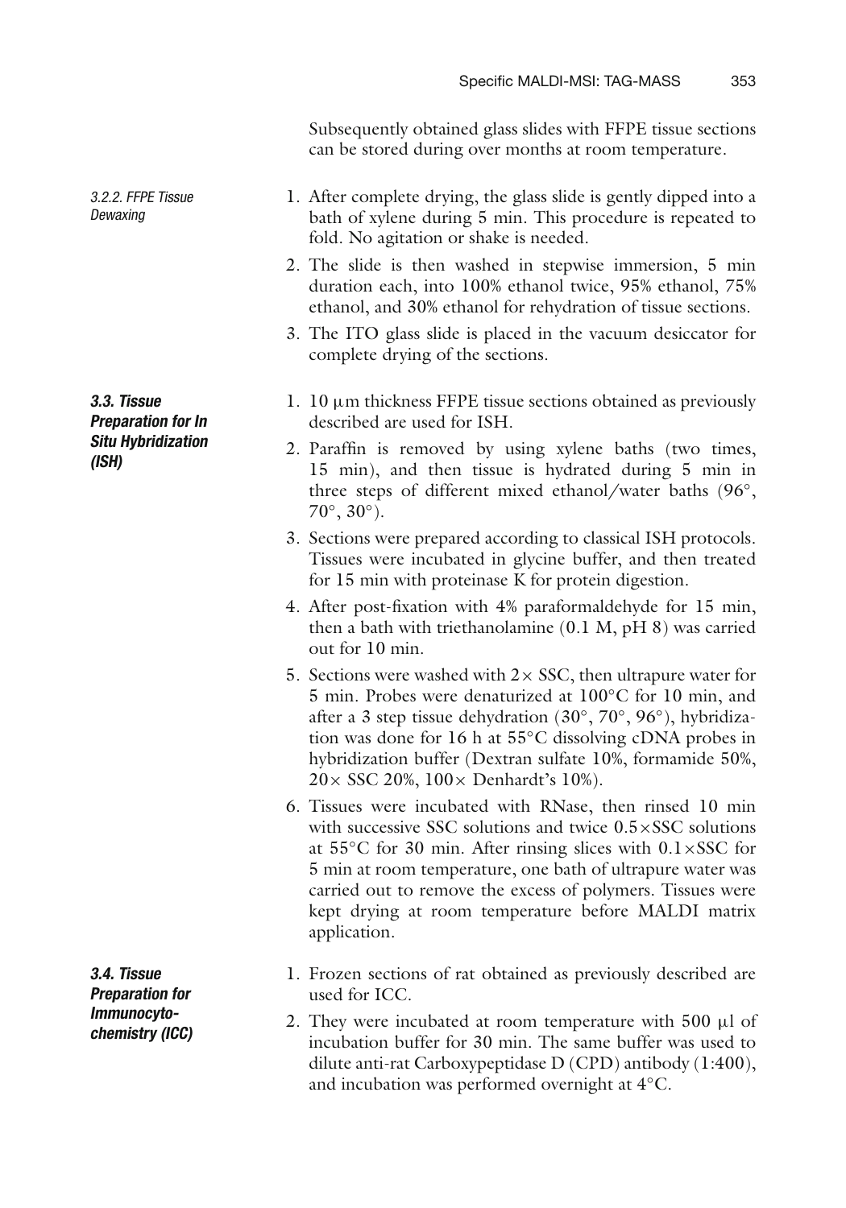Subsequently obtained glass slides with FFPE tissue sections can be stored during over months at room temperature.

#### 3.2.2. FFPE Tissue Dewaxing

1. After complete drying, the glass slide is gently dipped into a bath of xylene during 5 min. This procedure is repeated to fold. No agitation or shake is needed.
2. The slide is then washed in stepwise immersion, 5 min duration each, into 100% ethanol twice, 95% ethanol, 75% ethanol, and 30% ethanol for rehydration of tissue sections.
3. The ITO glass slide is placed in the vacuum desiccator for complete drying of the sections.

### 3.3. Tissue Preparation for In Situ Hybridization (ISH)

1. 10 μm thickness FFPE tissue sections obtained as previously described are used for ISH.
2. Paraffin is removed by using xylene baths (two times, 15 min), and then tissue is hydrated during 5 min in three steps of different mixed ethanol/water baths (96°, 70°, 30°).
3. Sections were prepared according to classical ISH protocols. Tissues were incubated in glycine buffer, and then treated for 15 min with proteinase K for protein digestion.
4. After post-fixation with 4% paraformaldehyde for 15 min, then a bath with triethanolamine (0.1 M, pH 8) was carried out for 10 min.
5. Sections were washed with 2× SSC, then ultrapure water for 5 min. Probes were denaturized at 100°C for 10 min, and after a 3 step tissue dehydration (30°, 70°, 96°), hybridization was done for 16 h at 55°C dissolving cDNA probes in hybridization buffer (Dextran sulfate 10%, formamide 50%, 20× SSC 20%, 100× Denhardt's 10%).
6. Tissues were incubated with RNase, then rinsed 10 min with successive SSC solutions and twice 0.5×SSC solutions at 55°C for 30 min. After rinsing slices with 0.1×SSC for 5 min at room temperature, one bath of ultrapure water was carried out to remove the excess of polymers. Tissues were kept drying at room temperature before MALDI matrix application.

### 3.4. Tissue Preparation for Immunocytochemistry (ICC)

1. Frozen sections of rat obtained as previously described are used for ICC.
2. They were incubated at room temperature with 500 μl of incubation buffer for 30 min. The same buffer was used to dilute anti-rat Carboxypeptidase D (CPD) antibody (1:400), and incubation was performed overnight at 4°C.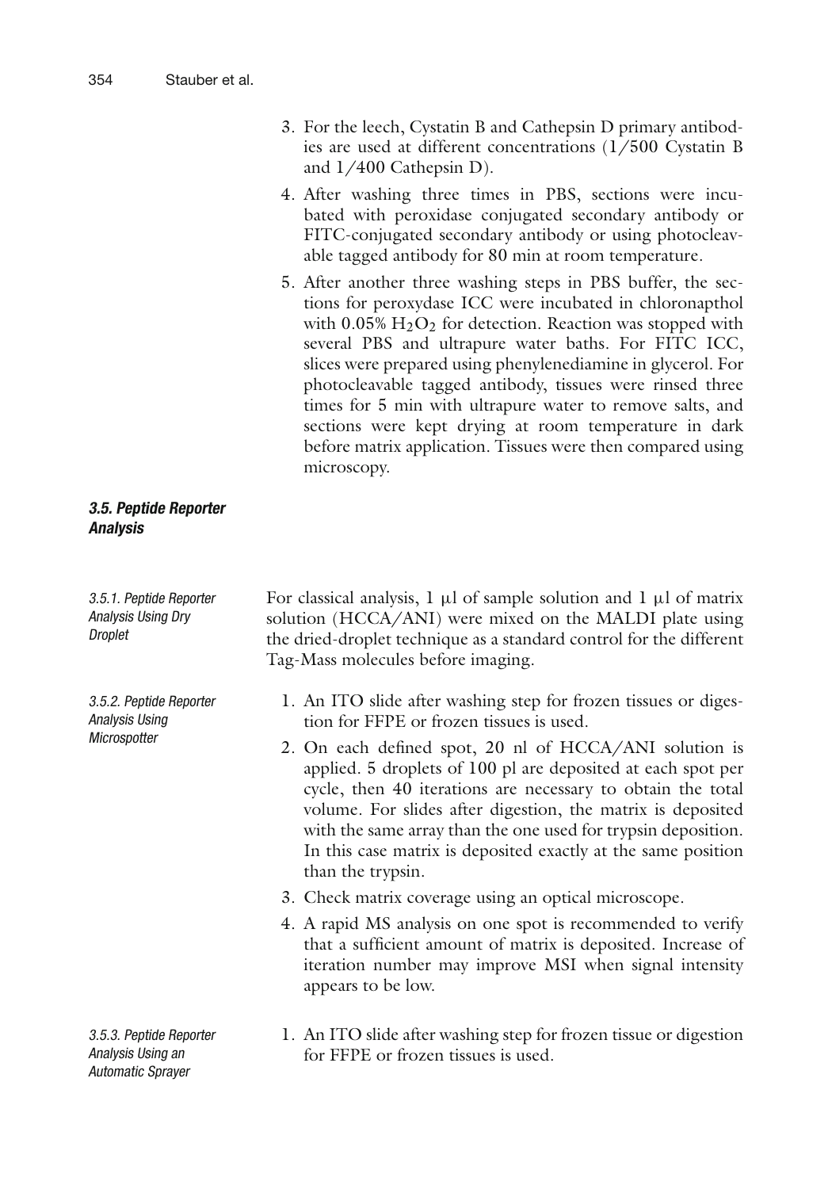3. For the leech, Cystatin B and Cathepsin D primary antibodies are used at different concentrations (1/500 Cystatin B and 1/400 Cathepsin D).

4. After washing three times in PBS, sections were incubated with peroxidase conjugated secondary antibody or FITC-conjugated secondary antibody or using photocleavable tagged antibody for 80 min at room temperature.

5. After another three washing steps in PBS buffer, the sections for peroxydase ICC were incubated in chloronapthol with 0.05% $H_2O_2$ for detection. Reaction was stopped with several PBS and ultrapure water baths. For FITC ICC, slices were prepared using phenylenediamine in glycerol. For photocleavable tagged antibody, tissues were rinsed three times for 5 min with ultrapure water to remove salts, and sections were kept drying at room temperature in dark before matrix application. Tissues were then compared using microscopy.

### 3.5. Peptide Reporter Analysis

#### 3.5.1. Peptide Reporter Analysis Using Dry Droplet

For classical analysis, 1 μl of sample solution and 1 μl of matrix solution (HCCA/ANI) were mixed on the MALDI plate using the dried-droplet technique as a standard control for the different Tag-Mass molecules before imaging.

#### 3.5.2. Peptide Reporter Analysis Using Microspotter

1. An ITO slide after washing step for frozen tissues or digestion for FFPE or frozen tissues is used.

2. On each defined spot, 20 nl of HCCA/ANI solution is applied. 5 droplets of 100 pl are deposited at each spot per cycle, then 40 iterations are necessary to obtain the total volume. For slides after digestion, the matrix is deposited with the same array than the one used for trypsin deposition. In this case matrix is deposited exactly at the same position than the trypsin.

3. Check matrix coverage using an optical microscope.

4. A rapid MS analysis on one spot is recommended to verify that a sufficient amount of matrix is deposited. Increase of iteration number may improve MSI when signal intensity appears to be low.

#### 3.5.3. Peptide Reporter Analysis Using an Automatic Sprayer

1. An ITO slide after washing step for frozen tissue or digestion for FFPE or frozen tissues is used.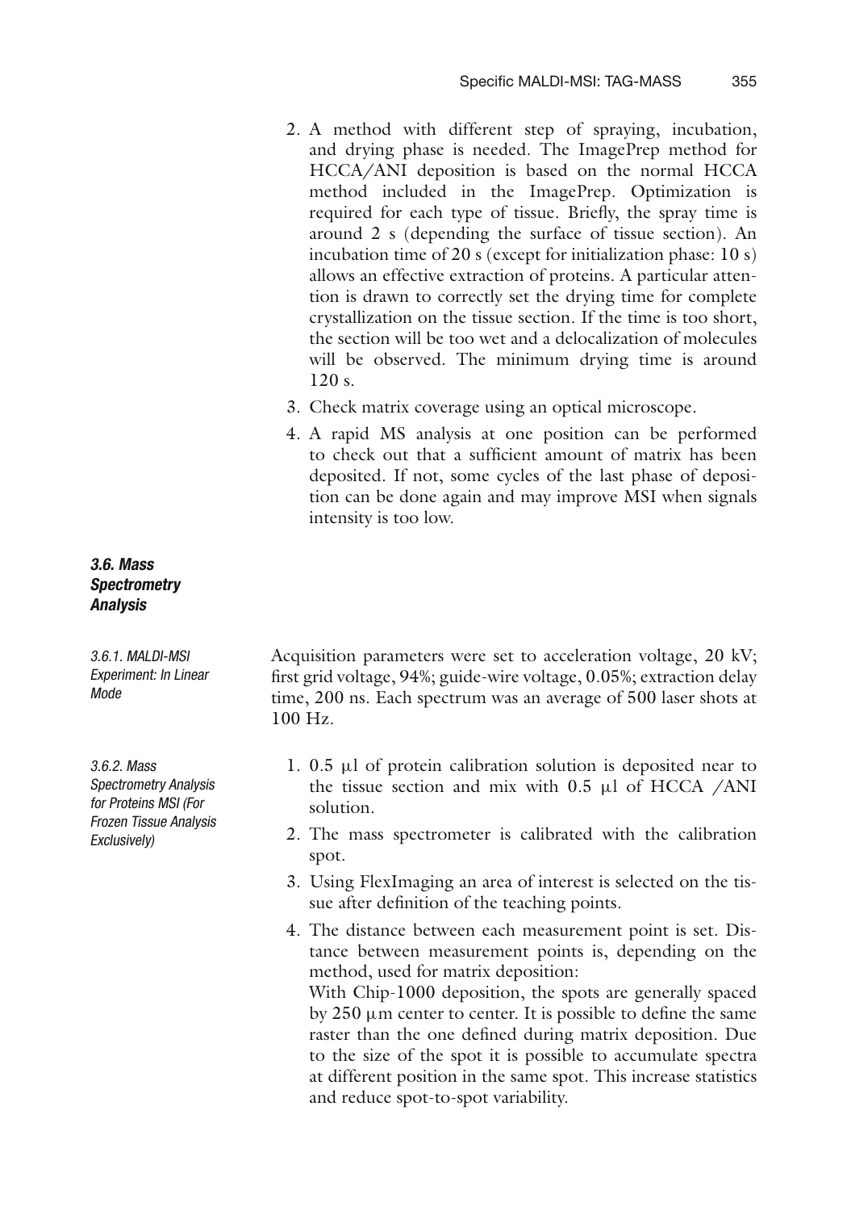2. A method with different step of spraying, incubation, and drying phase is needed. The ImagePrep method for HCCA/ANI deposition is based on the normal HCCA method included in the ImagePrep. Optimization is required for each type of tissue. Briefly, the spray time is around 2 s (depending the surface of tissue section). An incubation time of 20 s (except for initialization phase: 10 s) allows an effective extraction of proteins. A particular attention is drawn to correctly set the drying time for complete crystallization on the tissue section. If the time is too short, the section will be too wet and a delocalization of molecules will be observed. The minimum drying time is around 120 s.
3. Check matrix coverage using an optical microscope.
4. A rapid MS analysis at one position can be performed to check out that a sufficient amount of matrix has been deposited. If not, some cycles of the last phase of deposition can be done again and may improve MSI when signals intensity is too low.

### 3.6. Mass Spectrometry Analysis

#### 3.6.1. MALDI-MSI Experiment: In Linear Mode

Acquisition parameters were set to acceleration voltage, 20 kV; first grid voltage, 94%; guide-wire voltage, 0.05%; extraction delay time, 200 ns. Each spectrum was an average of 500 laser shots at 100 Hz.

#### 3.6.2. Mass Spectrometry Analysis for Proteins MSI (For Frozen Tissue Analysis Exclusively)

1. 0.5 μl of protein calibration solution is deposited near to the tissue section and mix with 0.5 μl of HCCA /ANI solution.
2. The mass spectrometer is calibrated with the calibration spot.
3. Using FlexImaging an area of interest is selected on the tissue after definition of the teaching points.
4. The distance between each measurement point is set. Distance between measurement points is, depending on the method, used for matrix deposition:
   With Chip-1000 deposition, the spots are generally spaced by 250 μm center to center. It is possible to define the same raster than the one defined during matrix deposition. Due to the size of the spot it is possible to accumulate spectra at different position in the same spot. This increase statistics and reduce spot-to-spot variability.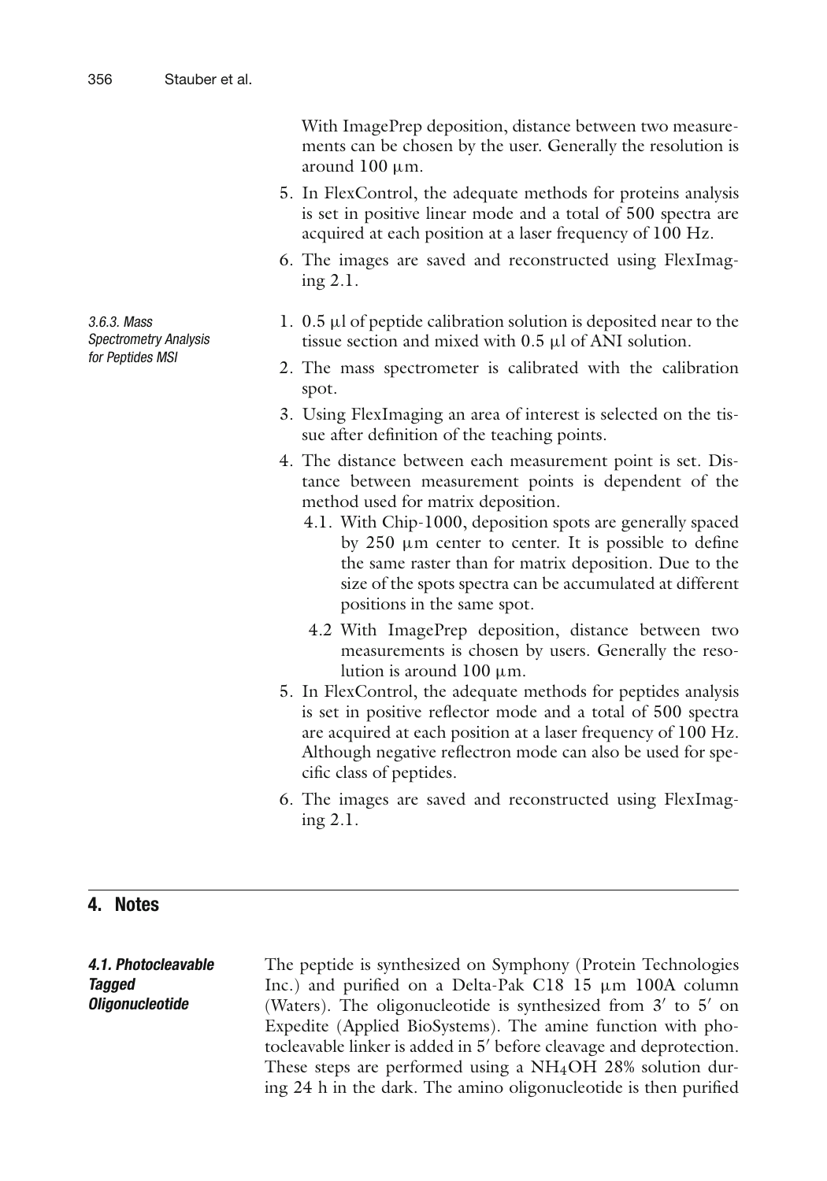With ImagePrep deposition, distance between two measurements can be chosen by the user. Generally the resolution is around 100 μm.

5. In FlexControl, the adequate methods for proteins analysis is set in positive linear mode and a total of 500 spectra are acquired at each position at a laser frequency of 100 Hz.
6. The images are saved and reconstructed using FlexImaging 2.1.

#### 3.6.3. Mass Spectrometry Analysis for Peptides MSI

1. 0.5 μl of peptide calibration solution is deposited near to the tissue section and mixed with 0.5 μl of ANI solution.
2. The mass spectrometer is calibrated with the calibration spot.
3. Using FlexImaging an area of interest is selected on the tissue after definition of the teaching points.
4. The distance between each measurement point is set. Distance between measurement points is dependent of the method used for matrix deposition.
   - 4.1. With Chip-1000, deposition spots are generally spaced by 250 μm center to center. It is possible to define the same raster than for matrix deposition. Due to the size of the spots spectra can be accumulated at different positions in the same spot.
   - 4.2 With ImagePrep deposition, distance between two measurements is chosen by users. Generally the resolution is around 100 μm.
5. In FlexControl, the adequate methods for peptides analysis is set in positive reflector mode and a total of 500 spectra are acquired at each position at a laser frequency of 100 Hz. Although negative reflectron mode can also be used for specific class of peptides.
6. The images are saved and reconstructed using FlexImaging 2.1.

## 4. Notes

### 4.1. Photocleavable Tagged Oligonucleotide

The peptide is synthesized on Symphony (Protein Technologies Inc.) and purified on a Delta-Pak C18 15 μm 100A column (Waters). The oligonucleotide is synthesized from 3′ to 5′ on Expedite (Applied BioSystems). The amine function with photocleavable linker is added in 5′ before cleavage and deprotection. These steps are performed using a $NH_4OH$ 28% solution during 24 h in the dark. The amino oligonucleotide is then purified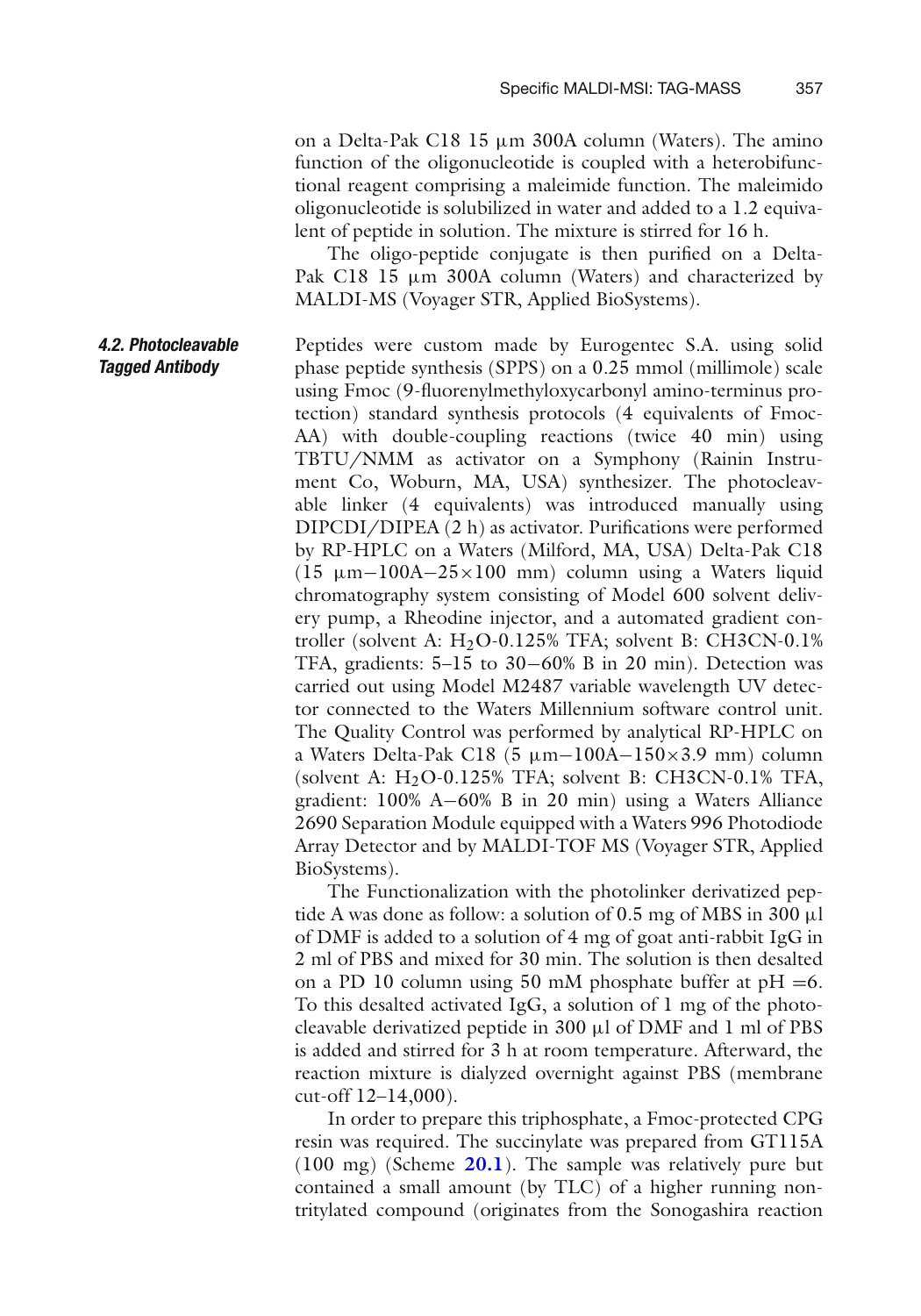on a Delta-Pak C18 15 μm 300A column (Waters). The amino function of the oligonucleotide is coupled with a heterobifunctional reagent comprising a maleimide function. The maleimido oligonucleotide is solubilized in water and added to a 1.2 equivalent of peptide in solution. The mixture is stirred for 16 h.

The oligo-peptide conjugate is then purified on a Delta-Pak C18 15 μm 300A column (Waters) and characterized by MALDI-MS (Voyager STR, Applied BioSystems).

### 4.2. Photocleavable Tagged Antibody

Peptides were custom made by Eurogentec S.A. using solid phase peptide synthesis (SPPS) on a 0.25 mmol (millimole) scale using Fmoc (9-fluorenylmethyloxycarbonyl amino-terminus protection) standard synthesis protocols (4 equivalents of Fmoc-AA) with double-coupling reactions (twice 40 min) using TBTU/NMM as activator on a Symphony (Rainin Instrument Co, Woburn, MA, USA) synthesizer. The photocleavable linker (4 equivalents) was introduced manually using DIPCDI/DIPEA (2 h) as activator. Purifications were performed by RP-HPLC on a Waters (Milford, MA, USA) Delta-Pak C18 (15 μm−100A−25×100 mm) column using a Waters liquid chromatography system consisting of Model 600 solvent delivery pump, a Rheodine injector, and a automated gradient controller (solvent A: $H_2O$-0.125% TFA; solvent B: CH3CN-0.1% TFA, gradients: 5–15 to 30−60% B in 20 min). Detection was carried out using Model M2487 variable wavelength UV detector connected to the Waters Millennium software control unit. The Quality Control was performed by analytical RP-HPLC on a Waters Delta-Pak C18 (5 μm−100A−150×3.9 mm) column (solvent A: $H_2O$-0.125% TFA; solvent B: CH3CN-0.1% TFA, gradient: 100% A−60% B in 20 min) using a Waters Alliance 2690 Separation Module equipped with a Waters 996 Photodiode Array Detector and by MALDI-TOF MS (Voyager STR, Applied BioSystems).

The Functionalization with the photolinker derivatized peptide A was done as follow: a solution of 0.5 mg of MBS in 300 μl of DMF is added to a solution of 4 mg of goat anti-rabbit IgG in 2 ml of PBS and mixed for 30 min. The solution is then desalted on a PD 10 column using 50 mM phosphate buffer at pH =6. To this desalted activated IgG, a solution of 1 mg of the photocleavable derivatized peptide in 300 μl of DMF and 1 ml of PBS is added and stirred for 3 h at room temperature. Afterward, the reaction mixture is dialyzed overnight against PBS (membrane cut-off 12–14,000).

In order to prepare this triphosphate, a Fmoc-protected CPG resin was required. The succinylate was prepared from GT115A (100 mg) (Scheme **20.1**). The sample was relatively pure but contained a small amount (by TLC) of a higher running non-tritylated compound (originates from the Sonogashira reaction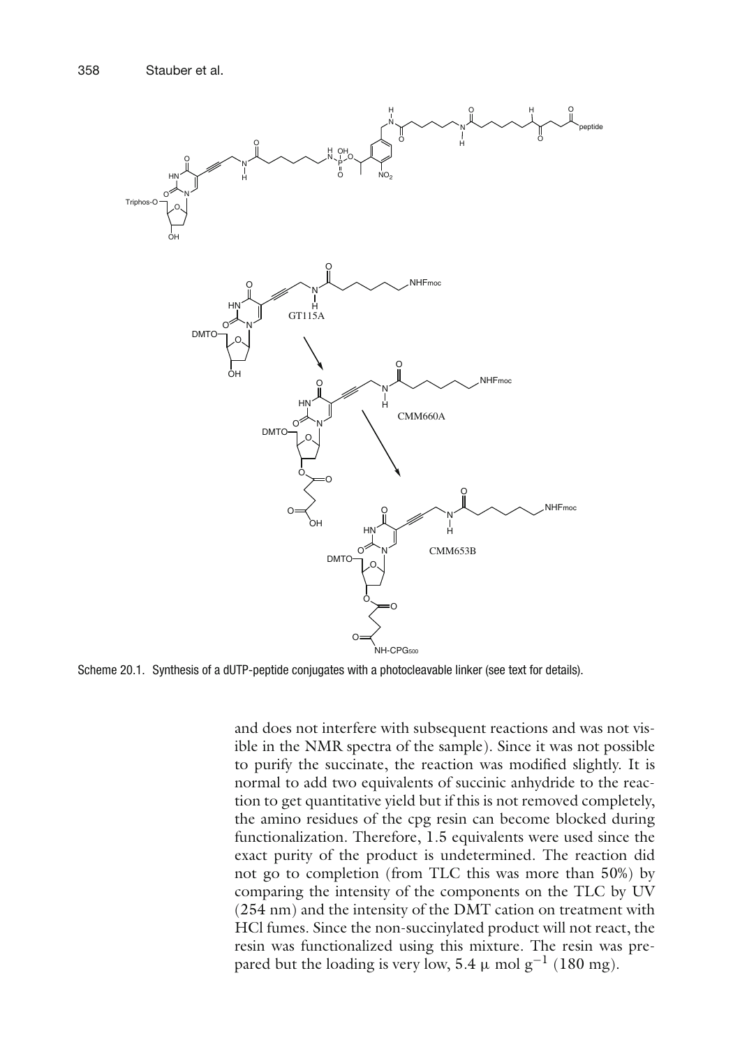Scheme 20.1. Synthesis of a dUTP-peptide conjugates with a photocleavable linker (see text for details).

and does not interfere with subsequent reactions and was not visible in the NMR spectra of the sample). Since it was not possible to purify the succinate, the reaction was modified slightly. It is normal to add two equivalents of succinic anhydride to the reaction to get quantitative yield but if this is not removed completely, the amino residues of the cpg resin can become blocked during functionalization. Therefore, 1.5 equivalents were used since the exact purity of the product is undetermined. The reaction did not go to completion (from TLC this was more than 50%) by comparing the intensity of the components on the TLC by UV (254 nm) and the intensity of the DMT cation on treatment with HCl fumes. Since the non-succinylated product will not react, the resin was functionalized using this mixture. The resin was prepared but the loading is very low, 5.4 $\mu$ mol $g^{-1}$ (180 mg).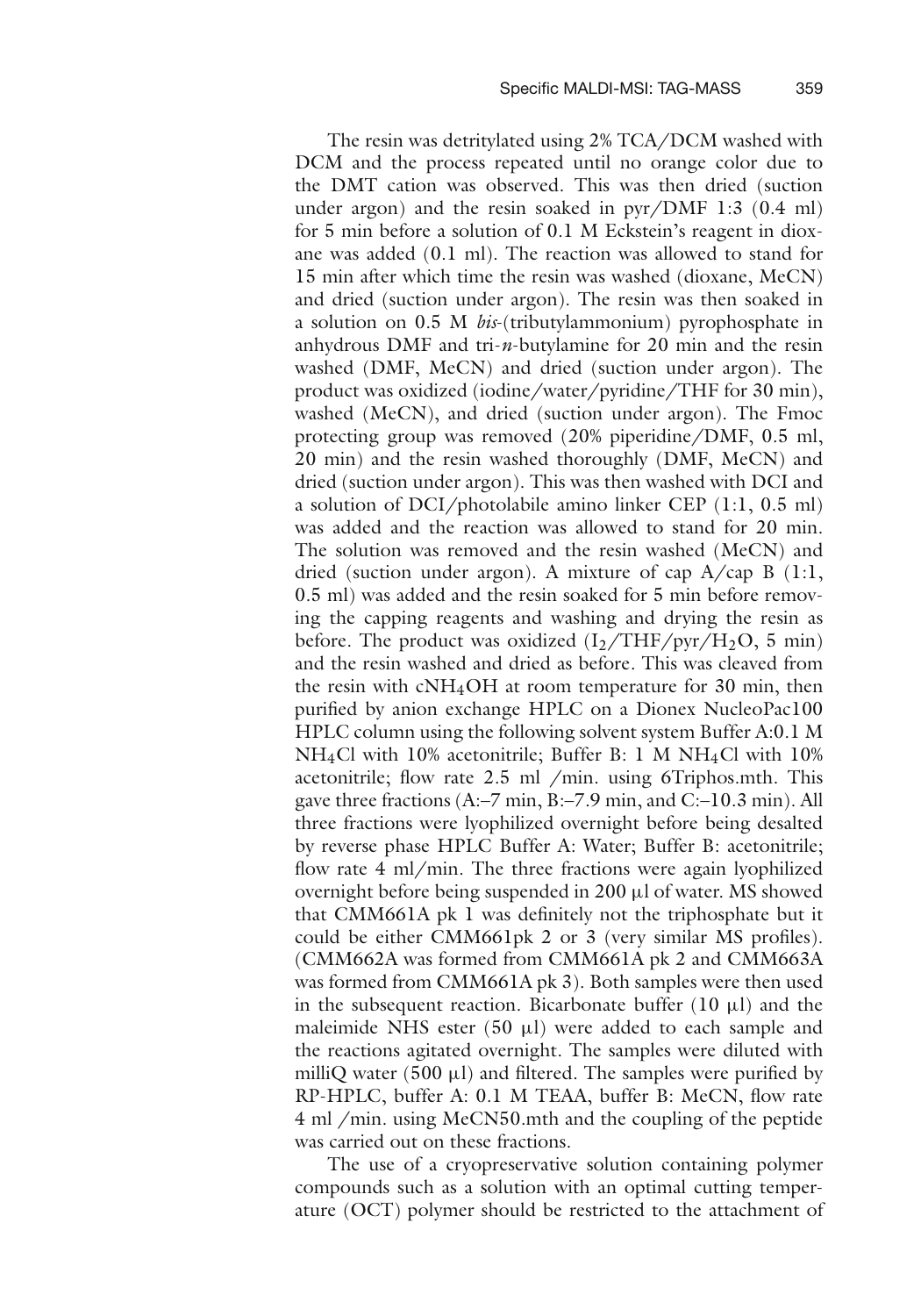The resin was detritylated using 2% TCA/DCM washed with DCM and the process repeated until no orange color due to the DMT cation was observed. This was then dried (suction under argon) and the resin soaked in pyr/DMF 1:3 (0.4 ml) for 5 min before a solution of 0.1 M Eckstein's reagent in dioxane was added (0.1 ml). The reaction was allowed to stand for 15 min after which time the resin was washed (dioxane, MeCN) and dried (suction under argon). The resin was then soaked in a solution on 0.5 M *bis*-(tributylammonium) pyrophosphate in anhydrous DMF and tri-*n*-butylamine for 20 min and the resin washed (DMF, MeCN) and dried (suction under argon). The product was oxidized (iodine/water/pyridine/THF for 30 min), washed (MeCN), and dried (suction under argon). The Fmoc protecting group was removed (20% piperidine/DMF, 0.5 ml, 20 min) and the resin washed thoroughly (DMF, MeCN) and dried (suction under argon). This was then washed with DCI and a solution of DCI/photolabile amino linker CEP (1:1, 0.5 ml) was added and the reaction was allowed to stand for 20 min. The solution was removed and the resin washed (MeCN) and dried (suction under argon). A mixture of cap A/cap B (1:1, 0.5 ml) was added and the resin soaked for 5 min before removing the capping reagents and washing and drying the resin as before. The product was oxidized ($I_2$/THF/pyr/$H_2O$, 5 min) and the resin washed and dried as before. This was cleaved from the resin with c$NH_4OH$ at room temperature for 30 min, then purified by anion exchange HPLC on a Dionex NucleoPac100 HPLC column using the following solvent system Buffer A:0.1 M $NH_4Cl$ with 10% acetonitrile; Buffer B: 1 M $NH_4Cl$ with 10% acetonitrile; flow rate 2.5 ml /min. using 6Triphos.mth. This gave three fractions (A:–7 min, B:–7.9 min, and C:–10.3 min). All three fractions were lyophilized overnight before being desalted by reverse phase HPLC Buffer A: Water; Buffer B: acetonitrile; flow rate 4 ml/min. The three fractions were again lyophilized overnight before being suspended in 200 μl of water. MS showed that CMM661A pk 1 was definitely not the triphosphate but it could be either CMM661pk 2 or 3 (very similar MS profiles). (CMM662A was formed from CMM661A pk 2 and CMM663A was formed from CMM661A pk 3). Both samples were then used in the subsequent reaction. Bicarbonate buffer (10 μl) and the maleimide NHS ester (50 μl) were added to each sample and the reactions agitated overnight. The samples were diluted with milliQ water (500 μl) and filtered. The samples were purified by RP-HPLC, buffer A: 0.1 M TEAA, buffer B: MeCN, flow rate 4 ml /min. using MeCN50.mth and the coupling of the peptide was carried out on these fractions.

The use of a cryopreservative solution containing polymer compounds such as a solution with an optimal cutting temperature (OCT) polymer should be restricted to the attachment of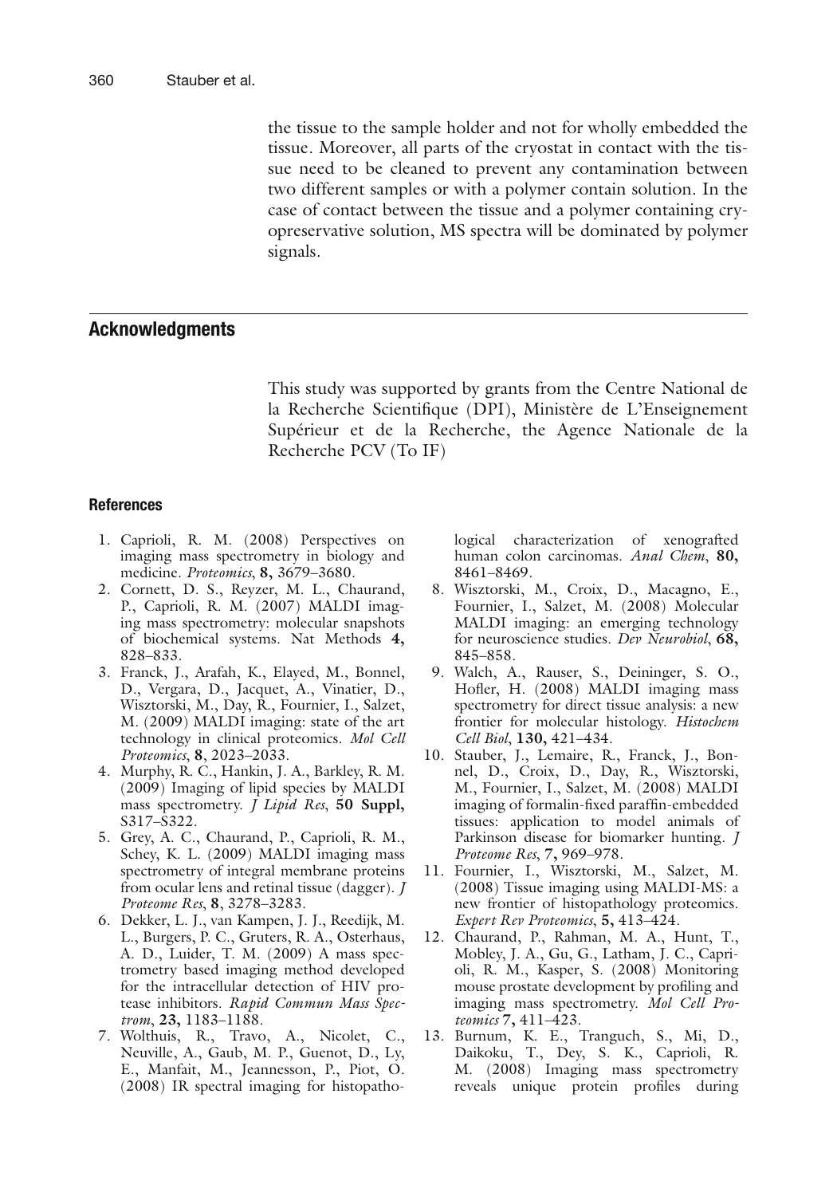the tissue to the sample holder and not for wholly embedded the tissue. Moreover, all parts of the cryostat in contact with the tissue need to be cleaned to prevent any contamination between two different samples or with a polymer contain solution. In the case of contact between the tissue and a polymer containing cryopreservative solution, MS spectra will be dominated by polymer signals.

## Acknowledgments

This study was supported by grants from the Centre National de la Recherche Scientifique (DPI), Ministère de L'Enseignement Supérieur et de la Recherche, the Agence Nationale de la Recherche PCV (To IF)

### References

1. Caprioli, R. M. (2008) Perspectives on imaging mass spectrometry in biology and medicine. *Proteomics*, **8,** 3679–3680.
2. Cornett, D. S., Reyzer, M. L., Chaurand, P., Caprioli, R. M. (2007) MALDI imaging mass spectrometry: molecular snapshots of biochemical systems. Nat Methods **4,** 828–833.
3. Franck, J., Arafah, K., Elayed, M., Bonnel, D., Vergara, D., Jacquet, A., Vinatier, D., Wisztorski, M., Day, R., Fournier, I., Salzet, M. (2009) MALDI imaging: state of the art technology in clinical proteomics. *Mol Cell Proteomics*, **8**, 2023–2033.
4. Murphy, R. C., Hankin, J. A., Barkley, R. M. (2009) Imaging of lipid species by MALDI mass spectrometry. *J Lipid Res*, **50 Suppl,** S317–S322.
5. Grey, A. C., Chaurand, P., Caprioli, R. M., Schey, K. L. (2009) MALDI imaging mass spectrometry of integral membrane proteins from ocular lens and retinal tissue (dagger). *J Proteome Res*, **8**, 3278–3283.
6. Dekker, L. J., van Kampen, J. J., Reedijk, M. L., Burgers, P. C., Gruters, R. A., Osterhaus, A. D., Luider, T. M. (2009) A mass spectrometry based imaging method developed for the intracellular detection of HIV protease inhibitors. *Rapid Commun Mass Spectrom*, **23,** 1183–1188.
7. Wolthuis, R., Travo, A., Nicolet, C., Neuville, A., Gaub, M. P., Guenot, D., Ly, E., Manfait, M., Jeannesson, P., Piot, O. (2008) IR spectral imaging for histopathological characterization of xenografted human colon carcinomas. *Anal Chem*, **80,** 8461–8469.
8. Wisztorski, M., Croix, D., Macagno, E., Fournier, I., Salzet, M. (2008) Molecular MALDI imaging: an emerging technology for neuroscience studies. *Dev Neurobiol*, **68,** 845–858.
9. Walch, A., Rauser, S., Deininger, S. O., Hofler, H. (2008) MALDI imaging mass spectrometry for direct tissue analysis: a new frontier for molecular histology. *Histochem Cell Biol*, **130,** 421–434.
10. Stauber, J., Lemaire, R., Franck, J., Bonnel, D., Croix, D., Day, R., Wisztorski, M., Fournier, I., Salzet, M. (2008) MALDI imaging of formalin-fixed paraffin-embedded tissues: application to model animals of Parkinson disease for biomarker hunting. *J Proteome Res*, **7,** 969–978.
11. Fournier, I., Wisztorski, M., Salzet, M. (2008) Tissue imaging using MALDI-MS: a new frontier of histopathology proteomics. *Expert Rev Proteomics*, **5,** 413–424.
12. Chaurand, P., Rahman, M. A., Hunt, T., Mobley, J. A., Gu, G., Latham, J. C., Caprioli, R. M., Kasper, S. (2008) Monitoring mouse prostate development by profiling and imaging mass spectrometry. *Mol Cell Proteomics* **7,** 411–423.
13. Burnum, K. E., Tranguch, S., Mi, D., Daikoku, T., Dey, S. K., Caprioli, R. M. (2008) Imaging mass spectrometry reveals unique protein profiles during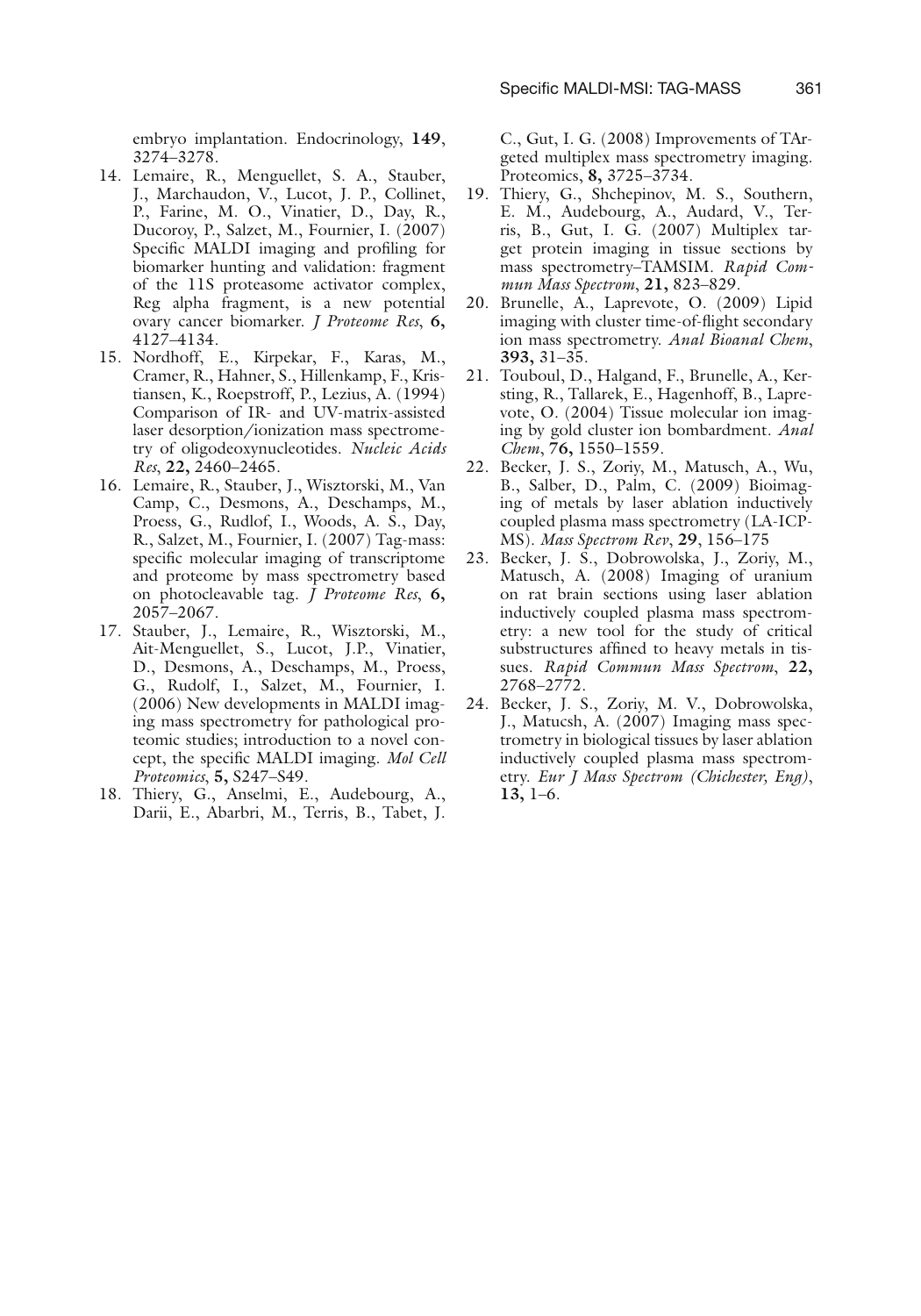embryo implantation. Endocrinology, **149**, 3274–3278.

14. Lemaire, R., Menguellet, S. A., Stauber, J., Marchaudon, V., Lucot, J. P., Collinet, P., Farine, M. O., Vinatier, D., Day, R., Ducoroy, P., Salzet, M., Fournier, I. (2007) Specific MALDI imaging and profiling for biomarker hunting and validation: fragment of the 11S proteasome activator complex, Reg alpha fragment, is a new potential ovary cancer biomarker. *J Proteome Res*, **6,** 4127–4134.
15. Nordhoff, E., Kirpekar, F., Karas, M., Cramer, R., Hahner, S., Hillenkamp, F., Kristiansen, K., Roepstroff, P., Lezius, A. (1994) Comparison of IR- and UV-matrix-assisted laser desorption/ionization mass spectrometry of oligodeoxynucleotides. *Nucleic Acids Res*, **22,** 2460–2465.
16. Lemaire, R., Stauber, J., Wisztorski, M., Van Camp, C., Desmons, A., Deschamps, M., Proess, G., Rudlof, I., Woods, A. S., Day, R., Salzet, M., Fournier, I. (2007) Tag-mass: specific molecular imaging of transcriptome and proteome by mass spectrometry based on photocleavable tag. *J Proteome Res*, **6,** 2057–2067.
17. Stauber, J., Lemaire, R., Wisztorski, M., Ait-Menguellet, S., Lucot, J.P., Vinatier, D., Desmons, A., Deschamps, M., Proess, G., Rudolf, I., Salzet, M., Fournier, I. (2006) New developments in MALDI imaging mass spectrometry for pathological proteomic studies; introduction to a novel concept, the specific MALDI imaging. *Mol Cell Proteomics*, **5,** S247–S49.
18. Thiery, G., Anselmi, E., Audebourg, A., Darii, E., Abarbri, M., Terris, B., Tabet, J. C., Gut, I. G. (2008) Improvements of TArgeted multiplex mass spectrometry imaging. Proteomics, **8,** 3725–3734.
19. Thiery, G., Shchepinov, M. S., Southern, E. M., Audebourg, A., Audard, V., Terris, B., Gut, I. G. (2007) Multiplex target protein imaging in tissue sections by mass spectrometry–TAMSIM. *Rapid Commun Mass Spectrom*, **21,** 823–829.
20. Brunelle, A., Laprevote, O. (2009) Lipid imaging with cluster time-of-flight secondary ion mass spectrometry. *Anal Bioanal Chem*, **393,** 31–35.
21. Touboul, D., Halgand, F., Brunelle, A., Kersting, R., Tallarek, E., Hagenhoff, B., Laprevote, O. (2004) Tissue molecular ion imaging by gold cluster ion bombardment. *Anal Chem*, **76,** 1550–1559.
22. Becker, J. S., Zoriy, M., Matusch, A., Wu, B., Salber, D., Palm, C. (2009) Bioimaging of metals by laser ablation inductively coupled plasma mass spectrometry (LA-ICP-MS). *Mass Spectrom Rev*, **29**, 156–175
23. Becker, J. S., Dobrowolska, J., Zoriy, M., Matusch, A. (2008) Imaging of uranium on rat brain sections using laser ablation inductively coupled plasma mass spectrometry: a new tool for the study of critical substructures affined to heavy metals in tissues. *Rapid Commun Mass Spectrom*, **22,** 2768–2772.
24. Becker, J. S., Zoriy, M. V., Dobrowolska, J., Matucsh, A. (2007) Imaging mass spectrometry in biological tissues by laser ablation inductively coupled plasma mass spectrometry. *Eur J Mass Spectrom (Chichester, Eng)*, **13,** 1–6.